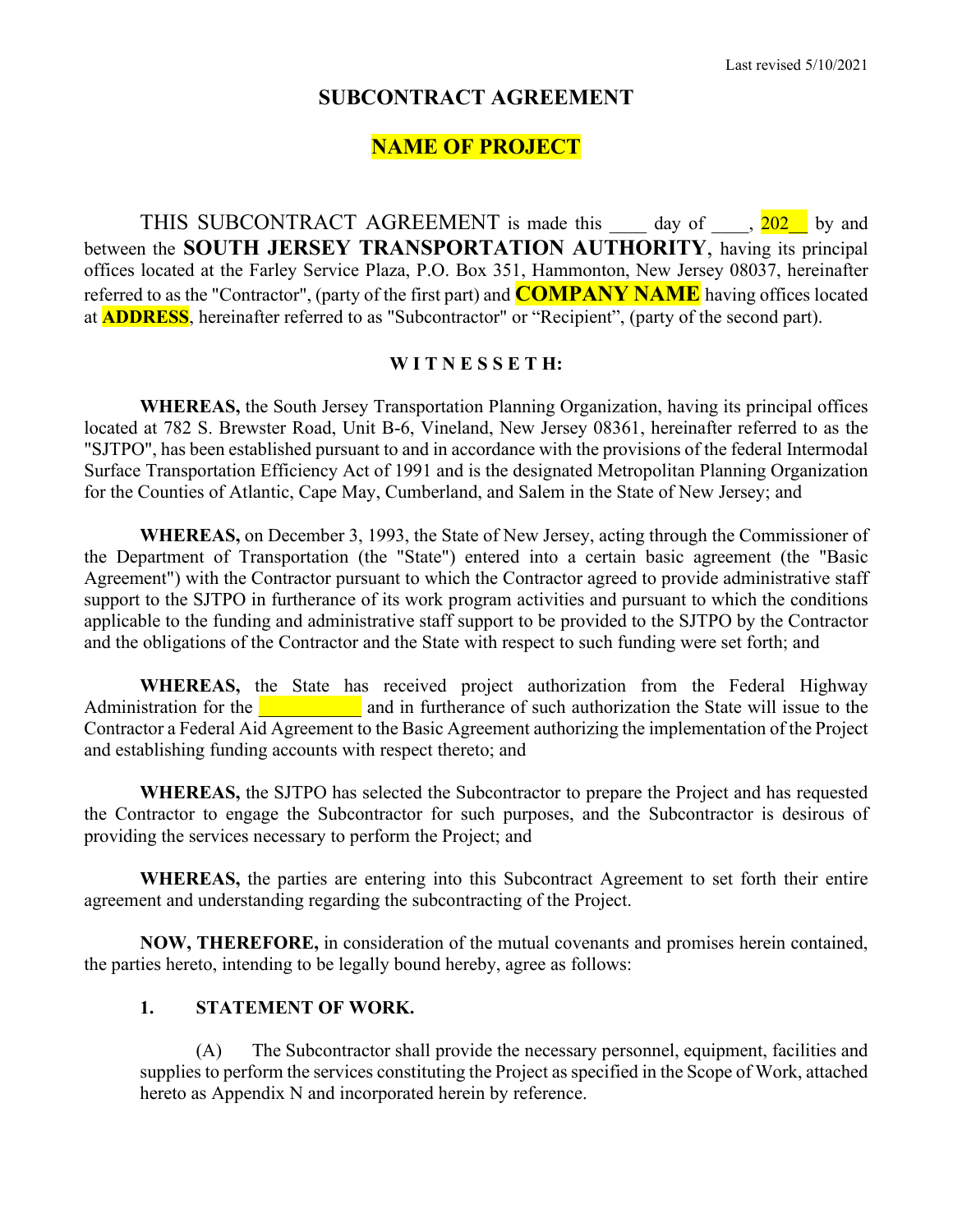# SUBCONTRACT AGREEMENT

## NAME OF PROJECT

THIS SUBCONTRACT AGREEMENT is made this ____ day of ____, 202__ by and between the **SOUTH JERSEY TRANSPORTATION AUTHORITY**, having its principal offices located at the Farley Service Plaza, P.O. Box 351, Hammonton, New Jersey 08037, hereinafter referred to as the "Contractor", (party of the first part) and **COMPANY NAME** having offices located at **ADDRESS**, hereinafter referred to as "Subcontractor" or "Recipient", (party of the second part).

**W I T N E S S E T H:**

**WHEREAS,** the South Jersey Transportation Planning Organization, having its principal offices located at 782 S. Brewster Road, Unit B-6, Vineland, New Jersey 08361, hereinafter referred to as the "SJTPO", has been established pursuant to and in accordance with the provisions of the federal Intermodal Surface Transportation Efficiency Act of 1991 and is the designated Metropolitan Planning Organization for the Counties of Atlantic, Cape May, Cumberland, and Salem in the State of New Jersey; and

**WHEREAS,** on December 3, 1993, the State of New Jersey, acting through the Commissioner of the Department of Transportation (the "State") entered into a certain basic agreement (the "Basic Agreement") with the Contractor pursuant to which the Contractor agreed to provide administrative staff support to the SJTPO in furtherance of its work program activities and pursuant to which the conditions applicable to the funding and administrative staff support to be provided to the SJTPO by the Contractor and the obligations of the Contractor and the State with respect to such funding were set forth; and

**WHEREAS,** the State has received project authorization from the Federal Highway Administration for the ___________ and in furtherance of such authorization the State will issue to the Contractor a Federal Aid Agreement to the Basic Agreement authorizing the implementation of the Project and establishing funding accounts with respect thereto; and

**WHEREAS,** the SJTPO has selected the Subcontractor to prepare the Project and has requested the Contractor to engage the Subcontractor for such purposes, and the Subcontractor is desirous of providing the services necessary to perform the Project; and

**WHEREAS,** the parties are entering into this Subcontract Agreement to set forth their entire agreement and understanding regarding the subcontracting of the Project.

**NOW, THEREFORE,** in consideration of the mutual covenants and promises herein contained, the parties hereto, intending to be legally bound hereby, agree as follows:

**1. STATEMENT OF WORK.**

(A) The Subcontractor shall provide the necessary personnel, equipment, facilities and supplies to perform the services constituting the Project as specified in the Scope of Work, attached hereto as Appendix N and incorporated herein by reference.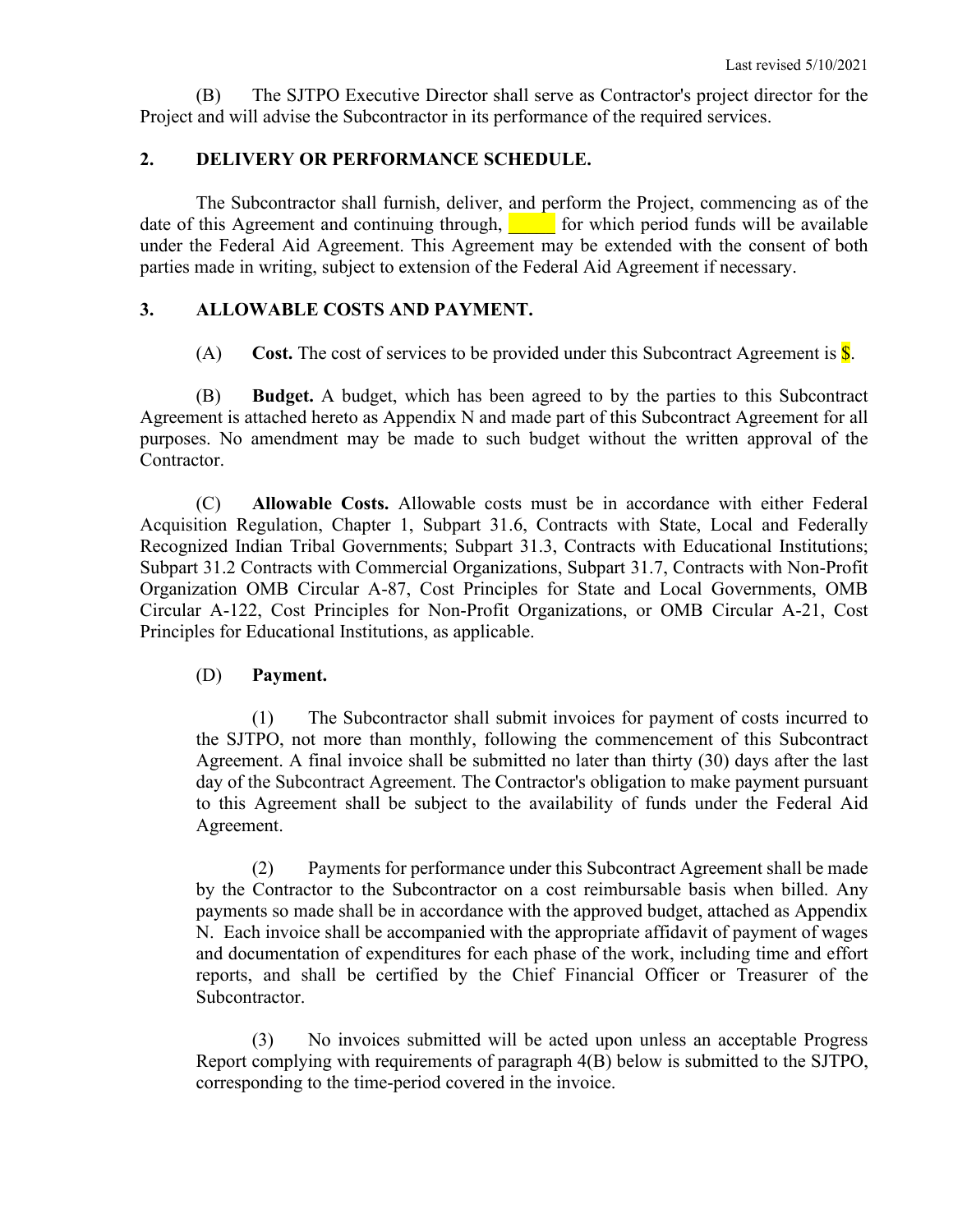(B) The SJTPO Executive Director shall serve as Contractor's project director for the Project and will advise the Subcontractor in its performance of the required services.

## 2. DELIVERY OR PERFORMANCE SCHEDULE.

The Subcontractor shall furnish, deliver, and perform the Project, commencing as of the date of this Agreement and continuing through, _____ for which period funds will be available under the Federal Aid Agreement. This Agreement may be extended with the consent of both parties made in writing, subject to extension of the Federal Aid Agreement if necessary.

## 3. ALLOWABLE COSTS AND PAYMENT.

(A) **Cost.** The cost of services to be provided under this Subcontract Agreement is $.

(B) **Budget.** A budget, which has been agreed to by the parties to this Subcontract Agreement is attached hereto as Appendix N and made part of this Subcontract Agreement for all purposes. No amendment may be made to such budget without the written approval of the Contractor.

(C) **Allowable Costs.** Allowable costs must be in accordance with either Federal Acquisition Regulation, Chapter 1, Subpart 31.6, Contracts with State, Local and Federally Recognized Indian Tribal Governments; Subpart 31.3, Contracts with Educational Institutions; Subpart 31.2 Contracts with Commercial Organizations, Subpart 31.7, Contracts with Non-Profit Organization OMB Circular A-87, Cost Principles for State and Local Governments, OMB Circular A-122, Cost Principles for Non-Profit Organizations, or OMB Circular A-21, Cost Principles for Educational Institutions, as applicable.

(D) **Payment.**

(1) The Subcontractor shall submit invoices for payment of costs incurred to the SJTPO, not more than monthly, following the commencement of this Subcontract Agreement. A final invoice shall be submitted no later than thirty (30) days after the last day of the Subcontract Agreement. The Contractor's obligation to make payment pursuant to this Agreement shall be subject to the availability of funds under the Federal Aid Agreement.

(2) Payments for performance under this Subcontract Agreement shall be made by the Contractor to the Subcontractor on a cost reimbursable basis when billed. Any payments so made shall be in accordance with the approved budget, attached as Appendix N. Each invoice shall be accompanied with the appropriate affidavit of payment of wages and documentation of expenditures for each phase of the work, including time and effort reports, and shall be certified by the Chief Financial Officer or Treasurer of the Subcontractor.

(3) No invoices submitted will be acted upon unless an acceptable Progress Report complying with requirements of paragraph 4(B) below is submitted to the SJTPO, corresponding to the time-period covered in the invoice.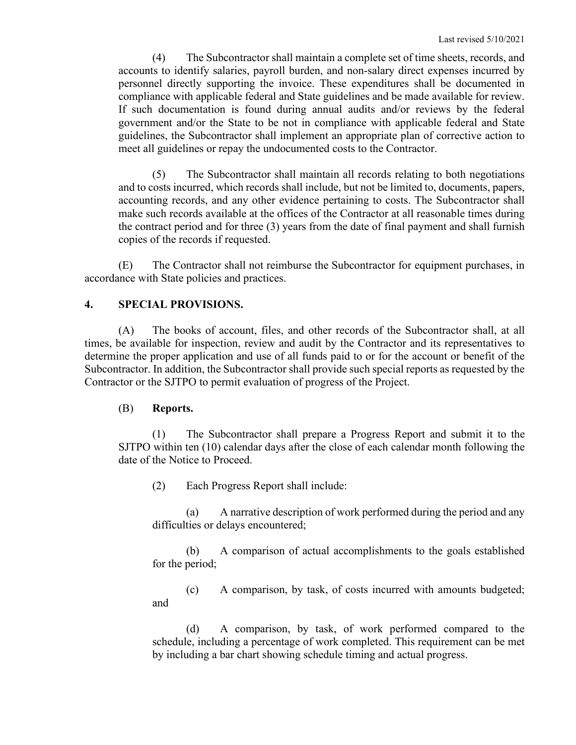(4) The Subcontractor shall maintain a complete set of time sheets, records, and accounts to identify salaries, payroll burden, and non-salary direct expenses incurred by personnel directly supporting the invoice. These expenditures shall be documented in compliance with applicable federal and State guidelines and be made available for review. If such documentation is found during annual audits and/or reviews by the federal government and/or the State to be not in compliance with applicable federal and State guidelines, the Subcontractor shall implement an appropriate plan of corrective action to meet all guidelines or repay the undocumented costs to the Contractor.

(5) The Subcontractor shall maintain all records relating to both negotiations and to costs incurred, which records shall include, but not be limited to, documents, papers, accounting records, and any other evidence pertaining to costs. The Subcontractor shall make such records available at the offices of the Contractor at all reasonable times during the contract period and for three (3) years from the date of final payment and shall furnish copies of the records if requested.

(E) The Contractor shall not reimburse the Subcontractor for equipment purchases, in accordance with State policies and practices.

**4. SPECIAL PROVISIONS.**

(A) The books of account, files, and other records of the Subcontractor shall, at all times, be available for inspection, review and audit by the Contractor and its representatives to determine the proper application and use of all funds paid to or for the account or benefit of the Subcontractor. In addition, the Subcontractor shall provide such special reports as requested by the Contractor or the SJTPO to permit evaluation of progress of the Project.

(B) **Reports.**

(1) The Subcontractor shall prepare a Progress Report and submit it to the SJTPO within ten (10) calendar days after the close of each calendar month following the date of the Notice to Proceed.

(2) Each Progress Report shall include:

(a) A narrative description of work performed during the period and any difficulties or delays encountered;

(b) A comparison of actual accomplishments to the goals established for the period;

(c) A comparison, by task, of costs incurred with amounts budgeted; and

(d) A comparison, by task, of work performed compared to the schedule, including a percentage of work completed. This requirement can be met by including a bar chart showing schedule timing and actual progress.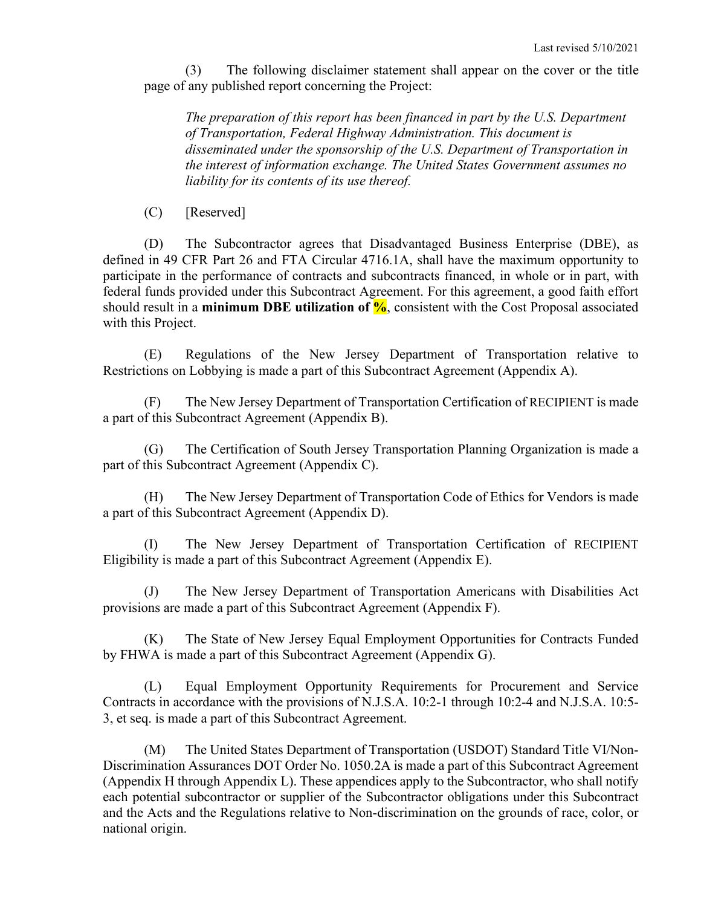(3) The following disclaimer statement shall appear on the cover or the title page of any published report concerning the Project:

> *The preparation of this report has been financed in part by the U.S. Department of Transportation, Federal Highway Administration. This document is disseminated under the sponsorship of the U.S. Department of Transportation in the interest of information exchange. The United States Government assumes no liability for its contents of its use thereof.*

(C) [Reserved]

(D) The Subcontractor agrees that Disadvantaged Business Enterprise (DBE), as defined in 49 CFR Part 26 and FTA Circular 4716.1A, shall have the maximum opportunity to participate in the performance of contracts and subcontracts financed, in whole or in part, with federal funds provided under this Subcontract Agreement. For this agreement, a good faith effort should result in a **minimum DBE utilization of %**, consistent with the Cost Proposal associated with this Project.

(E) Regulations of the New Jersey Department of Transportation relative to Restrictions on Lobbying is made a part of this Subcontract Agreement (Appendix A).

(F) The New Jersey Department of Transportation Certification of RECIPIENT is made a part of this Subcontract Agreement (Appendix B).

(G) The Certification of South Jersey Transportation Planning Organization is made a part of this Subcontract Agreement (Appendix C).

(H) The New Jersey Department of Transportation Code of Ethics for Vendors is made a part of this Subcontract Agreement (Appendix D).

(I) The New Jersey Department of Transportation Certification of RECIPIENT Eligibility is made a part of this Subcontract Agreement (Appendix E).

(J) The New Jersey Department of Transportation Americans with Disabilities Act provisions are made a part of this Subcontract Agreement (Appendix F).

(K) The State of New Jersey Equal Employment Opportunities for Contracts Funded by FHWA is made a part of this Subcontract Agreement (Appendix G).

(L) Equal Employment Opportunity Requirements for Procurement and Service Contracts in accordance with the provisions of N.J.S.A. 10:2-1 through 10:2-4 and N.J.S.A. 10:5-3, et seq. is made a part of this Subcontract Agreement.

(M) The United States Department of Transportation (USDOT) Standard Title VI/Non-Discrimination Assurances DOT Order No. 1050.2A is made a part of this Subcontract Agreement (Appendix H through Appendix L). These appendices apply to the Subcontractor, who shall notify each potential subcontractor or supplier of the Subcontractor obligations under this Subcontract and the Acts and the Regulations relative to Non-discrimination on the grounds of race, color, or national origin.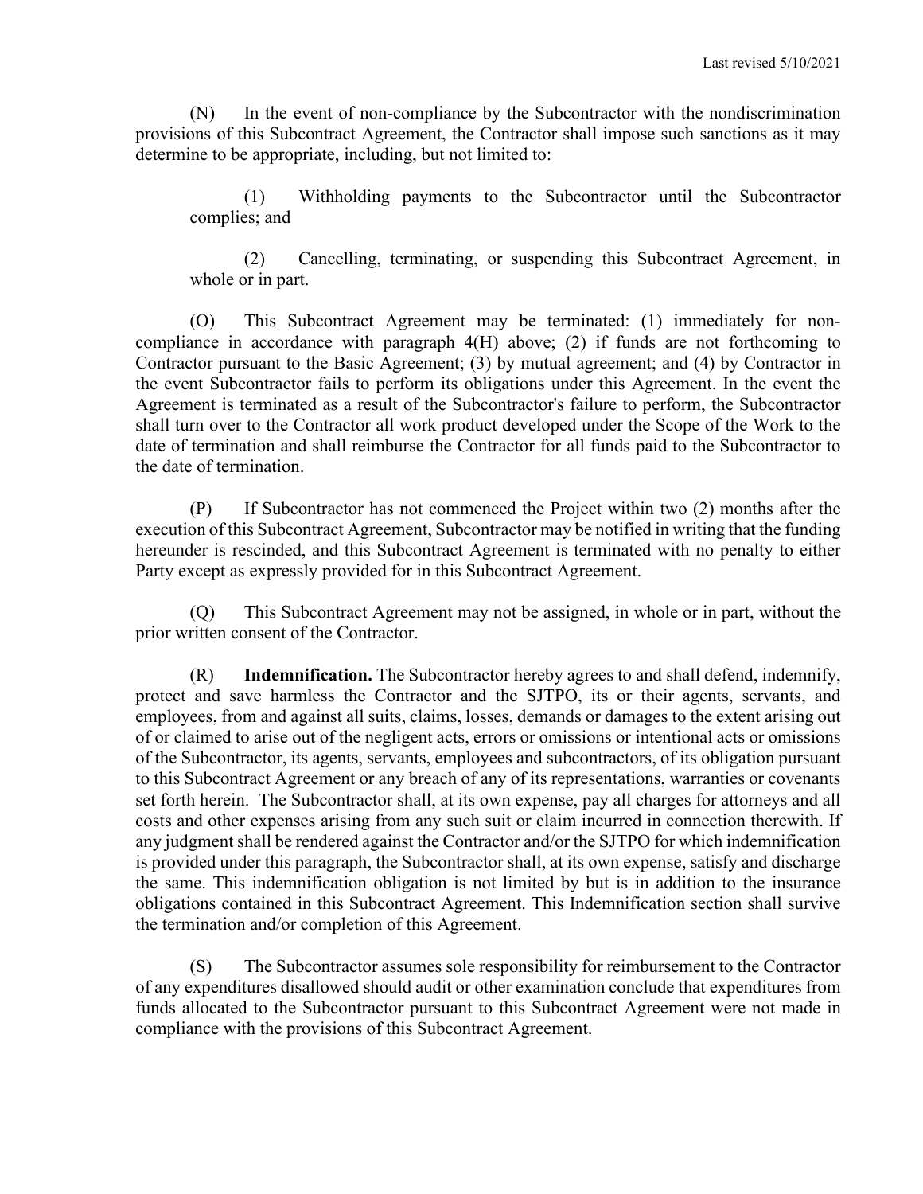(N) In the event of non-compliance by the Subcontractor with the nondiscrimination provisions of this Subcontract Agreement, the Contractor shall impose such sanctions as it may determine to be appropriate, including, but not limited to:

(1) Withholding payments to the Subcontractor until the Subcontractor complies; and

(2) Cancelling, terminating, or suspending this Subcontract Agreement, in whole or in part.

(O) This Subcontract Agreement may be terminated: (1) immediately for non-compliance in accordance with paragraph 4(H) above; (2) if funds are not forthcoming to Contractor pursuant to the Basic Agreement; (3) by mutual agreement; and (4) by Contractor in the event Subcontractor fails to perform its obligations under this Agreement. In the event the Agreement is terminated as a result of the Subcontractor's failure to perform, the Subcontractor shall turn over to the Contractor all work product developed under the Scope of the Work to the date of termination and shall reimburse the Contractor for all funds paid to the Subcontractor to the date of termination.

(P) If Subcontractor has not commenced the Project within two (2) months after the execution of this Subcontract Agreement, Subcontractor may be notified in writing that the funding hereunder is rescinded, and this Subcontract Agreement is terminated with no penalty to either Party except as expressly provided for in this Subcontract Agreement.

(Q) This Subcontract Agreement may not be assigned, in whole or in part, without the prior written consent of the Contractor.

(R) **Indemnification.** The Subcontractor hereby agrees to and shall defend, indemnify, protect and save harmless the Contractor and the SJTPO, its or their agents, servants, and employees, from and against all suits, claims, losses, demands or damages to the extent arising out of or claimed to arise out of the negligent acts, errors or omissions or intentional acts or omissions of the Subcontractor, its agents, servants, employees and subcontractors, of its obligation pursuant to this Subcontract Agreement or any breach of any of its representations, warranties or covenants set forth herein. The Subcontractor shall, at its own expense, pay all charges for attorneys and all costs and other expenses arising from any such suit or claim incurred in connection therewith. If any judgment shall be rendered against the Contractor and/or the SJTPO for which indemnification is provided under this paragraph, the Subcontractor shall, at its own expense, satisfy and discharge the same. This indemnification obligation is not limited by but is in addition to the insurance obligations contained in this Subcontract Agreement. This Indemnification section shall survive the termination and/or completion of this Agreement.

(S) The Subcontractor assumes sole responsibility for reimbursement to the Contractor of any expenditures disallowed should audit or other examination conclude that expenditures from funds allocated to the Subcontractor pursuant to this Subcontract Agreement were not made in compliance with the provisions of this Subcontract Agreement.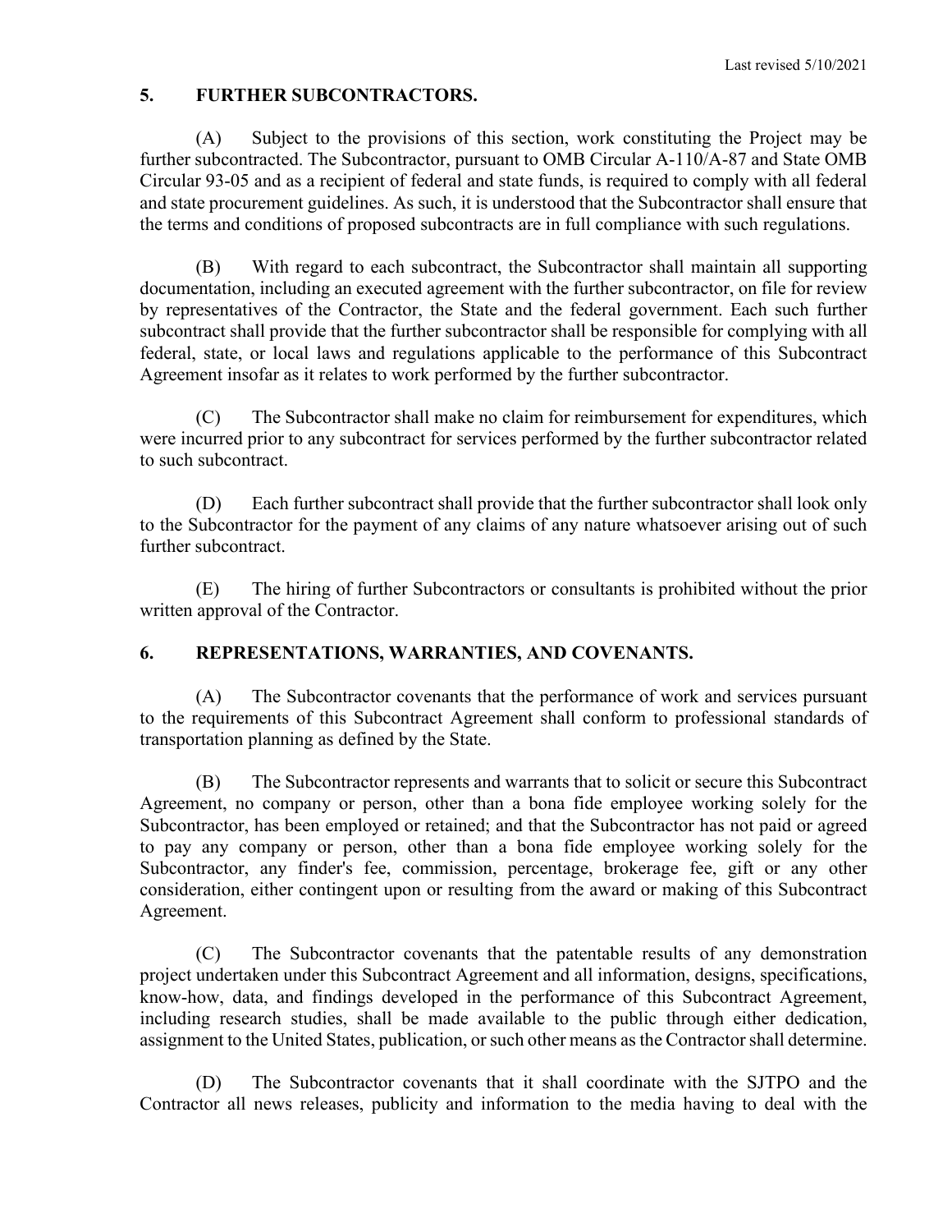## 5. FURTHER SUBCONTRACTORS.

(A) Subject to the provisions of this section, work constituting the Project may be further subcontracted. The Subcontractor, pursuant to OMB Circular A-110/A-87 and State OMB Circular 93-05 and as a recipient of federal and state funds, is required to comply with all federal and state procurement guidelines. As such, it is understood that the Subcontractor shall ensure that the terms and conditions of proposed subcontracts are in full compliance with such regulations.

(B) With regard to each subcontract, the Subcontractor shall maintain all supporting documentation, including an executed agreement with the further subcontractor, on file for review by representatives of the Contractor, the State and the federal government. Each such further subcontract shall provide that the further subcontractor shall be responsible for complying with all federal, state, or local laws and regulations applicable to the performance of this Subcontract Agreement insofar as it relates to work performed by the further subcontractor.

(C) The Subcontractor shall make no claim for reimbursement for expenditures, which were incurred prior to any subcontract for services performed by the further subcontractor related to such subcontract.

(D) Each further subcontract shall provide that the further subcontractor shall look only to the Subcontractor for the payment of any claims of any nature whatsoever arising out of such further subcontract.

(E) The hiring of further Subcontractors or consultants is prohibited without the prior written approval of the Contractor.

## 6. REPRESENTATIONS, WARRANTIES, AND COVENANTS.

(A) The Subcontractor covenants that the performance of work and services pursuant to the requirements of this Subcontract Agreement shall conform to professional standards of transportation planning as defined by the State.

(B) The Subcontractor represents and warrants that to solicit or secure this Subcontract Agreement, no company or person, other than a bona fide employee working solely for the Subcontractor, has been employed or retained; and that the Subcontractor has not paid or agreed to pay any company or person, other than a bona fide employee working solely for the Subcontractor, any finder's fee, commission, percentage, brokerage fee, gift or any other consideration, either contingent upon or resulting from the award or making of this Subcontract Agreement.

(C) The Subcontractor covenants that the patentable results of any demonstration project undertaken under this Subcontract Agreement and all information, designs, specifications, know-how, data, and findings developed in the performance of this Subcontract Agreement, including research studies, shall be made available to the public through either dedication, assignment to the United States, publication, or such other means as the Contractor shall determine.

(D) The Subcontractor covenants that it shall coordinate with the SJTPO and the Contractor all news releases, publicity and information to the media having to deal with the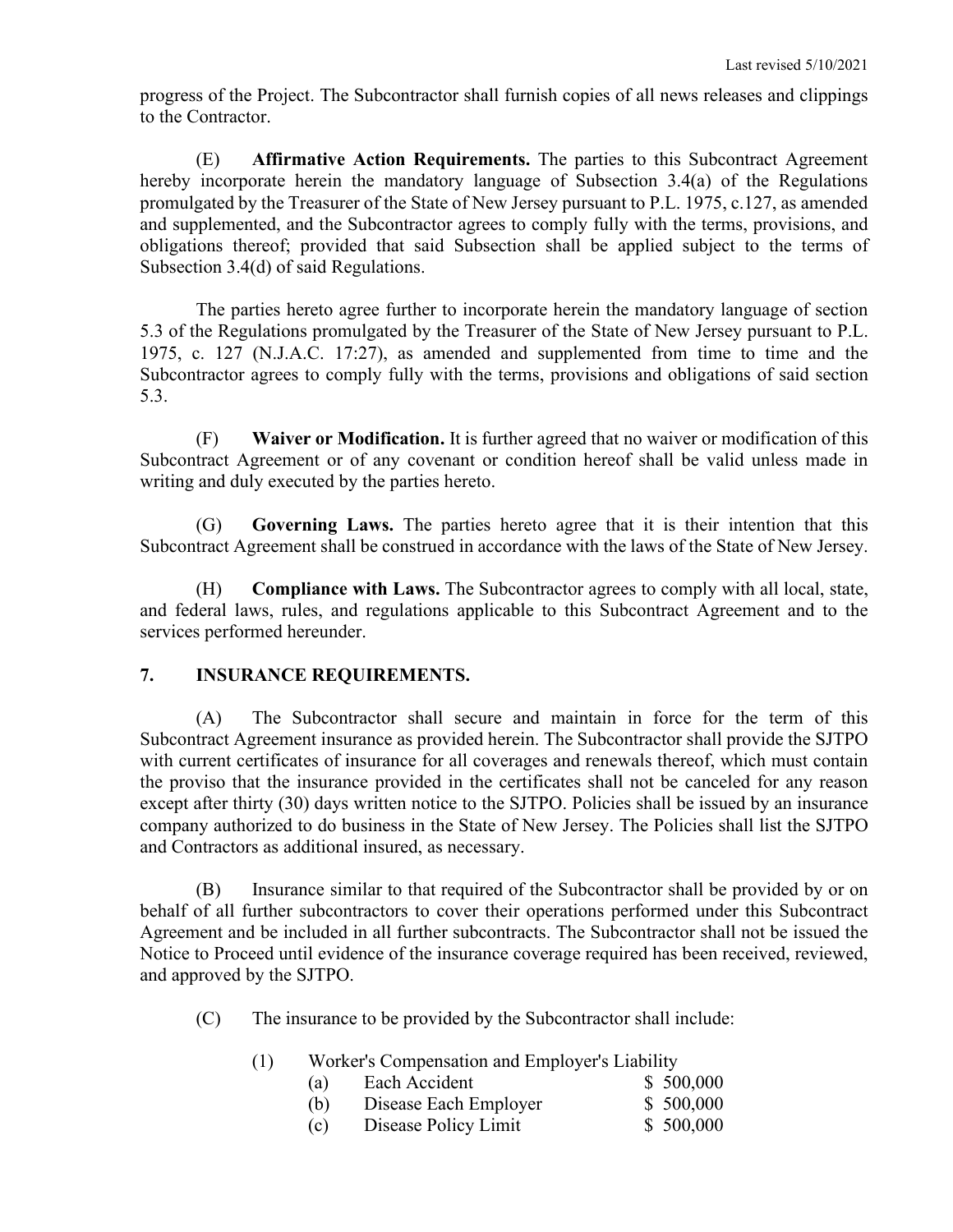progress of the Project. The Subcontractor shall furnish copies of all news releases and clippings to the Contractor.

(E) **Affirmative Action Requirements.** The parties to this Subcontract Agreement hereby incorporate herein the mandatory language of Subsection 3.4(a) of the Regulations promulgated by the Treasurer of the State of New Jersey pursuant to P.L. 1975, c.127, as amended and supplemented, and the Subcontractor agrees to comply fully with the terms, provisions, and obligations thereof; provided that said Subsection shall be applied subject to the terms of Subsection 3.4(d) of said Regulations.

The parties hereto agree further to incorporate herein the mandatory language of section 5.3 of the Regulations promulgated by the Treasurer of the State of New Jersey pursuant to P.L. 1975, c. 127 (N.J.A.C. 17:27), as amended and supplemented from time to time and the Subcontractor agrees to comply fully with the terms, provisions and obligations of said section 5.3.

(F) **Waiver or Modification.** It is further agreed that no waiver or modification of this Subcontract Agreement or of any covenant or condition hereof shall be valid unless made in writing and duly executed by the parties hereto.

(G) **Governing Laws.** The parties hereto agree that it is their intention that this Subcontract Agreement shall be construed in accordance with the laws of the State of New Jersey.

(H) **Compliance with Laws.** The Subcontractor agrees to comply with all local, state, and federal laws, rules, and regulations applicable to this Subcontract Agreement and to the services performed hereunder.

## 7. INSURANCE REQUIREMENTS.

(A) The Subcontractor shall secure and maintain in force for the term of this Subcontract Agreement insurance as provided herein. The Subcontractor shall provide the SJTPO with current certificates of insurance for all coverages and renewals thereof, which must contain the proviso that the insurance provided in the certificates shall not be canceled for any reason except after thirty (30) days written notice to the SJTPO. Policies shall be issued by an insurance company authorized to do business in the State of New Jersey. The Policies shall list the SJTPO and Contractors as additional insured, as necessary.

(B) Insurance similar to that required of the Subcontractor shall be provided by or on behalf of all further subcontractors to cover their operations performed under this Subcontract Agreement and be included in all further subcontracts. The Subcontractor shall not be issued the Notice to Proceed until evidence of the insurance coverage required has been received, reviewed, and approved by the SJTPO.

(C) The insurance to be provided by the Subcontractor shall include:

(1) Worker's Compensation and Employer's Liability

| | | |
|---|---|---|
| (a) | Each Accident | $ 500,000 |
| (b) | Disease Each Employer | $ 500,000 |
| (c) | Disease Policy Limit | $ 500,000 |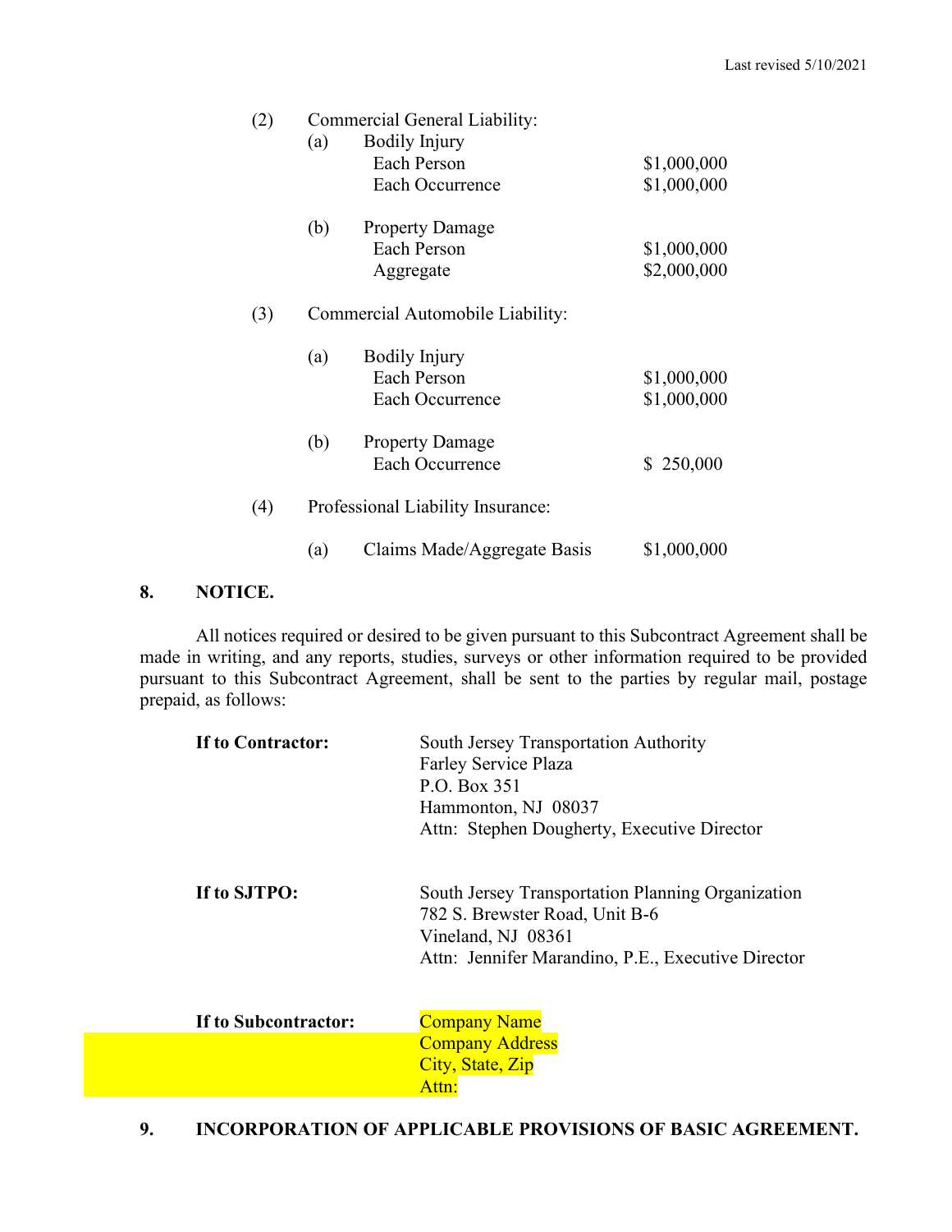(2) Commercial General Liability:

| | | |
|---|---|---|
| (a) | Bodily Injury | |
| | Each Person | $1,000,000 |
| | Each Occurrence | $1,000,000 |
| (b) | Property Damage | |
| | Each Person | $1,000,000 |
| | Aggregate | $2,000,000 |

(3) Commercial Automobile Liability:

| | | |
|---|---|---|
| (a) | Bodily Injury | |
| | Each Person | $1,000,000 |
| | Each Occurrence | $1,000,000 |
| (b) | Property Damage | |
| | Each Occurrence | $ 250,000 |

(4) Professional Liability Insurance:

| | | |
|---|---|---|
| (a) | Claims Made/Aggregate Basis | $1,000,000 |

**8. NOTICE.**

All notices required or desired to be given pursuant to this Subcontract Agreement shall be made in writing, and any reports, studies, surveys or other information required to be provided pursuant to this Subcontract Agreement, shall be sent to the parties by regular mail, postage prepaid, as follows:

**If to Contractor:**
South Jersey Transportation Authority
Farley Service Plaza
P.O. Box 351
Hammonton, NJ 08037
Attn: Stephen Dougherty, Executive Director

**If to SJTPO:**
South Jersey Transportation Planning Organization
782 S. Brewster Road, Unit B-6
Vineland, NJ 08361
Attn: Jennifer Marandino, P.E., Executive Director

**If to Subcontractor:**
Company Name
Company Address
City, State, Zip
Attn:

**9. INCORPORATION OF APPLICABLE PROVISIONS OF BASIC AGREEMENT.**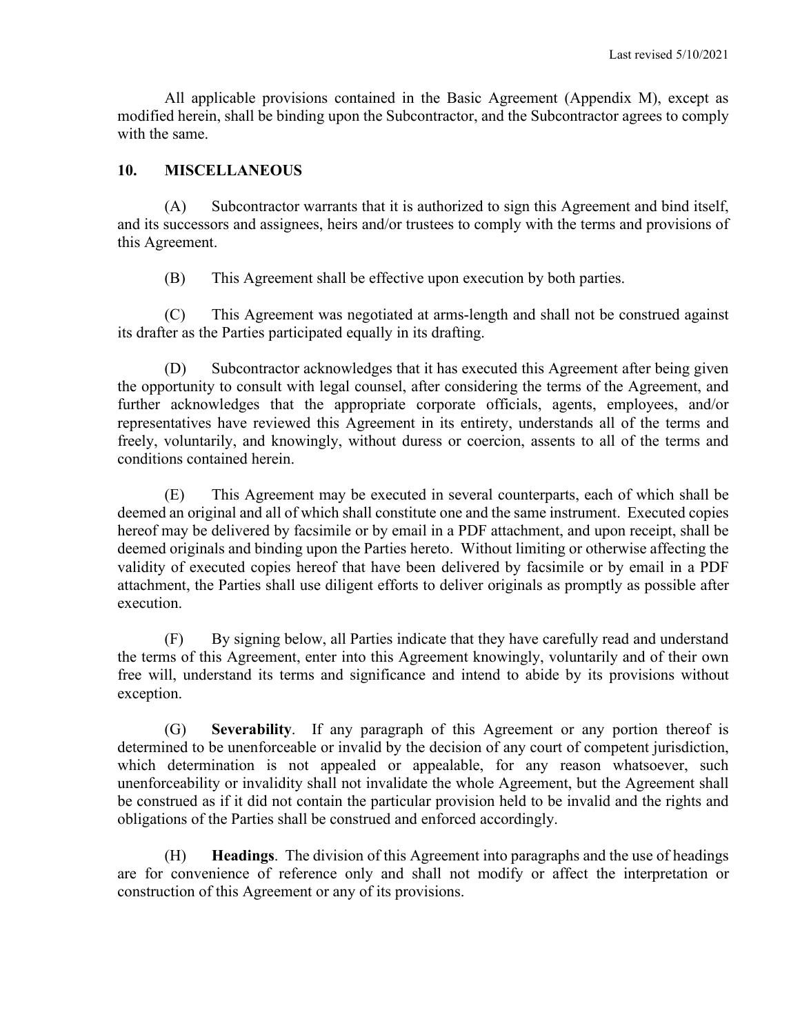All applicable provisions contained in the Basic Agreement (Appendix M), except as modified herein, shall be binding upon the Subcontractor, and the Subcontractor agrees to comply with the same.

## 10. MISCELLANEOUS

(A) Subcontractor warrants that it is authorized to sign this Agreement and bind itself, and its successors and assignees, heirs and/or trustees to comply with the terms and provisions of this Agreement.

(B) This Agreement shall be effective upon execution by both parties.

(C) This Agreement was negotiated at arms-length and shall not be construed against its drafter as the Parties participated equally in its drafting.

(D) Subcontractor acknowledges that it has executed this Agreement after being given the opportunity to consult with legal counsel, after considering the terms of the Agreement, and further acknowledges that the appropriate corporate officials, agents, employees, and/or representatives have reviewed this Agreement in its entirety, understands all of the terms and freely, voluntarily, and knowingly, without duress or coercion, assents to all of the terms and conditions contained herein.

(E) This Agreement may be executed in several counterparts, each of which shall be deemed an original and all of which shall constitute one and the same instrument. Executed copies hereof may be delivered by facsimile or by email in a PDF attachment, and upon receipt, shall be deemed originals and binding upon the Parties hereto. Without limiting or otherwise affecting the validity of executed copies hereof that have been delivered by facsimile or by email in a PDF attachment, the Parties shall use diligent efforts to deliver originals as promptly as possible after execution.

(F) By signing below, all Parties indicate that they have carefully read and understand the terms of this Agreement, enter into this Agreement knowingly, voluntarily and of their own free will, understand its terms and significance and intend to abide by its provisions without exception.

(G) **Severability**. If any paragraph of this Agreement or any portion thereof is determined to be unenforceable or invalid by the decision of any court of competent jurisdiction, which determination is not appealed or appealable, for any reason whatsoever, such unenforceability or invalidity shall not invalidate the whole Agreement, but the Agreement shall be construed as if it did not contain the particular provision held to be invalid and the rights and obligations of the Parties shall be construed and enforced accordingly.

(H) **Headings**. The division of this Agreement into paragraphs and the use of headings are for convenience of reference only and shall not modify or affect the interpretation or construction of this Agreement or any of its provisions.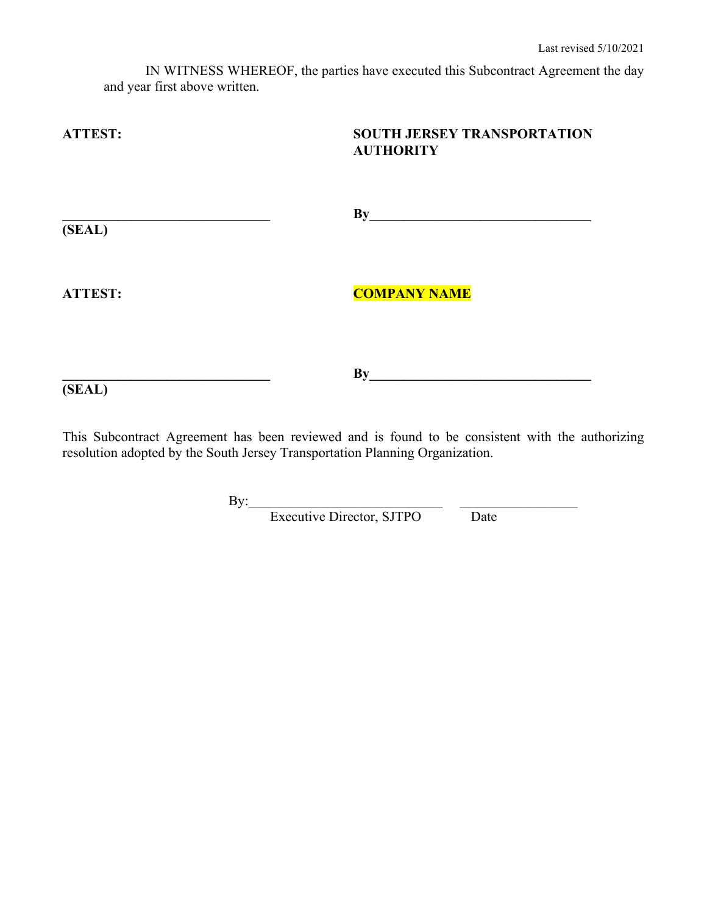Last revised 5/10/2021

IN WITNESS WHEREOF, the parties have executed this Subcontract Agreement the day and year first above written.

| **ATTEST:** | **SOUTH JERSEY TRANSPORTATION AUTHORITY** |
| --- | --- |
| ______________________________ **(SEAL)** | **By**______________________________ |
| **ATTEST:** | **COMPANY NAME** |
| ______________________________ **(SEAL)** | **By**______________________________ |

This Subcontract Agreement has been reviewed and is found to be consistent with the authorizing resolution adopted by the South Jersey Transportation Planning Organization.

By:____________________________ ________________

Executive Director, SJTPO Date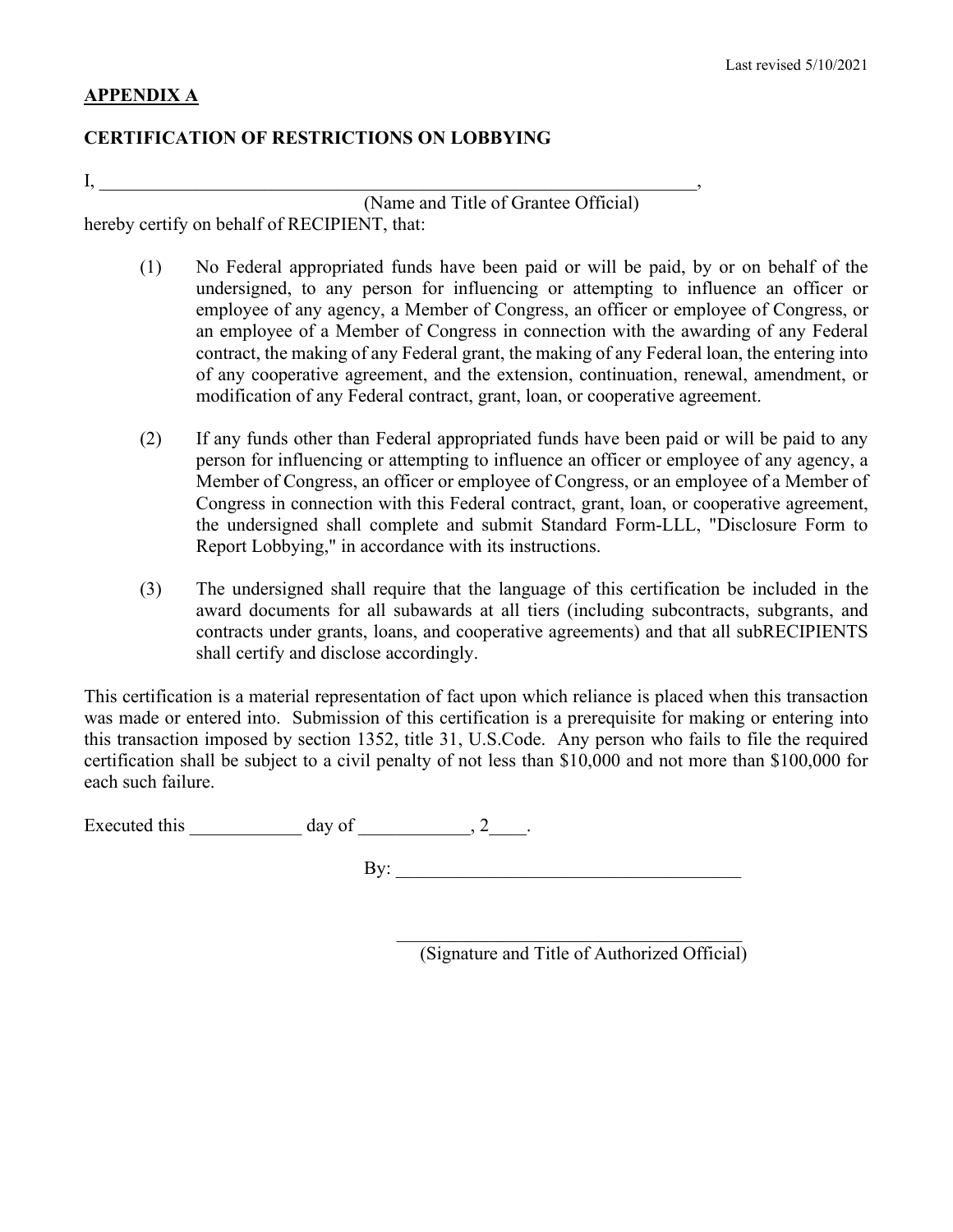Last revised 5/10/2021

**APPENDIX A**

**CERTIFICATION OF RESTRICTIONS ON LOBBYING**

I, ____________________________________________________________________,
(Name and Title of Grantee Official)
hereby certify on behalf of RECIPIENT, that:

(1) No Federal appropriated funds have been paid or will be paid, by or on behalf of the undersigned, to any person for influencing or attempting to influence an officer or employee of any agency, a Member of Congress, an officer or employee of Congress, or an employee of a Member of Congress in connection with the awarding of any Federal contract, the making of any Federal grant, the making of any Federal loan, the entering into of any cooperative agreement, and the extension, continuation, renewal, amendment, or modification of any Federal contract, grant, loan, or cooperative agreement.

(2) If any funds other than Federal appropriated funds have been paid or will be paid to any person for influencing or attempting to influence an officer or employee of any agency, a Member of Congress, an officer or employee of Congress, or an employee of a Member of Congress in connection with this Federal contract, grant, loan, or cooperative agreement, the undersigned shall complete and submit Standard Form-LLL, "Disclosure Form to Report Lobbying," in accordance with its instructions.

(3) The undersigned shall require that the language of this certification be included in the award documents for all subawards at all tiers (including subcontracts, subgrants, and contracts under grants, loans, and cooperative agreements) and that all subRECIPIENTS shall certify and disclose accordingly.

This certification is a material representation of fact upon which reliance is placed when this transaction was made or entered into. Submission of this certification is a prerequisite for making or entering into this transaction imposed by section 1352, title 31, U.S.Code. Any person who fails to file the required certification shall be subject to a civil penalty of not less than $10,000 and not more than $100,000 for each such failure.

Executed this ____________ day of ____________, 2____.

By: ____________________________________

____________________________________
(Signature and Title of Authorized Official)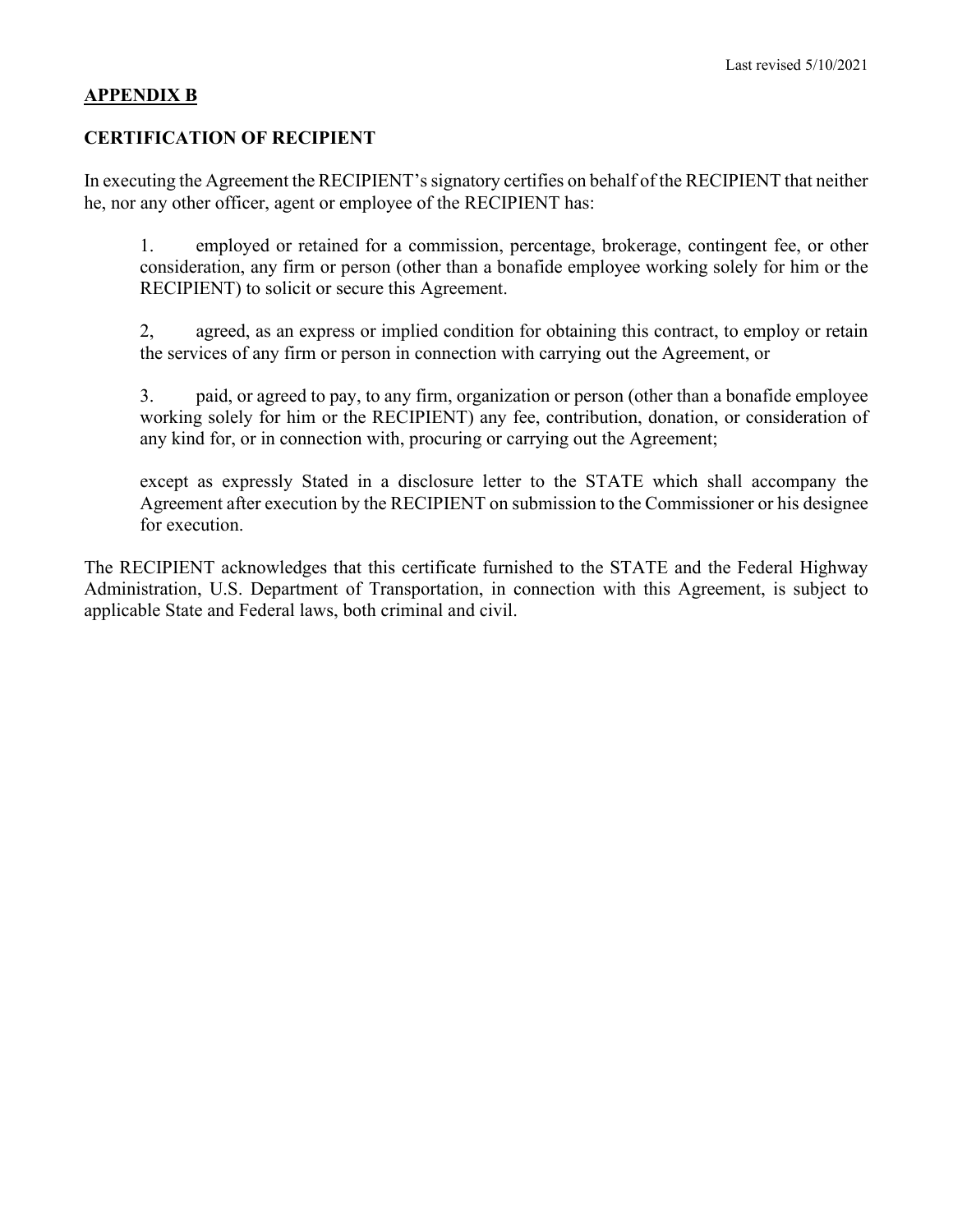## APPENDIX B

## CERTIFICATION OF RECIPIENT

In executing the Agreement the RECIPIENT's signatory certifies on behalf of the RECIPIENT that neither he, nor any other officer, agent or employee of the RECIPIENT has:

1. employed or retained for a commission, percentage, brokerage, contingent fee, or other consideration, any firm or person (other than a bonafide employee working solely for him or the RECIPIENT) to solicit or secure this Agreement.

2, agreed, as an express or implied condition for obtaining this contract, to employ or retain the services of any firm or person in connection with carrying out the Agreement, or

3. paid, or agreed to pay, to any firm, organization or person (other than a bonafide employee working solely for him or the RECIPIENT) any fee, contribution, donation, or consideration of any kind for, or in connection with, procuring or carrying out the Agreement;

except as expressly Stated in a disclosure letter to the STATE which shall accompany the Agreement after execution by the RECIPIENT on submission to the Commissioner or his designee for execution.

The RECIPIENT acknowledges that this certificate furnished to the STATE and the Federal Highway Administration, U.S. Department of Transportation, in connection with this Agreement, is subject to applicable State and Federal laws, both criminal and civil.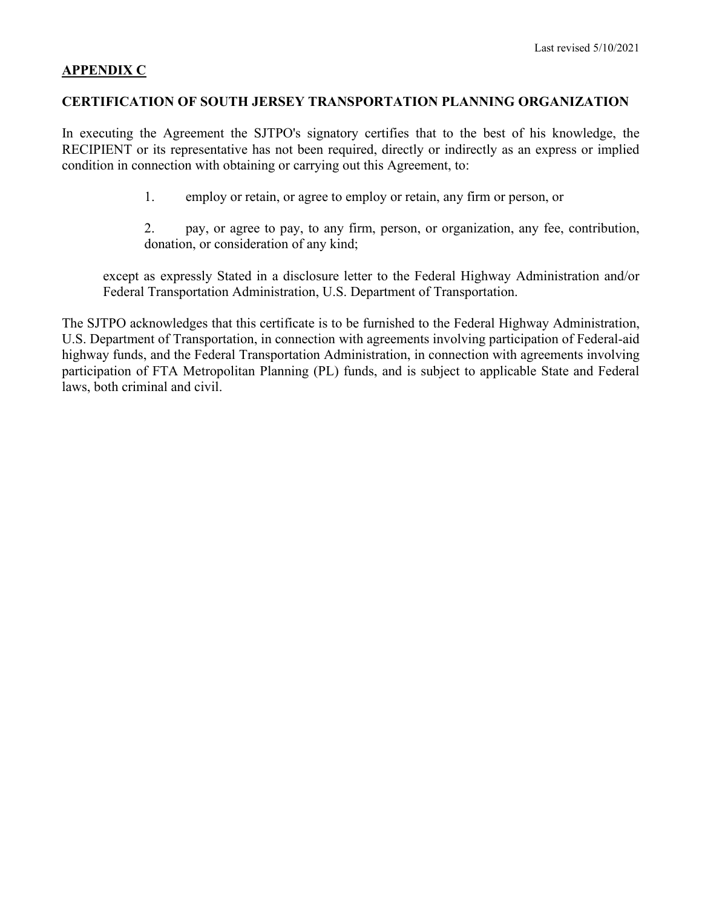**APPENDIX C**

**CERTIFICATION OF SOUTH JERSEY TRANSPORTATION PLANNING ORGANIZATION**

In executing the Agreement the SJTPO's signatory certifies that to the best of his knowledge, the RECIPIENT or its representative has not been required, directly or indirectly as an express or implied condition in connection with obtaining or carrying out this Agreement, to:

1. employ or retain, or agree to employ or retain, any firm or person, or

2. pay, or agree to pay, to any firm, person, or organization, any fee, contribution, donation, or consideration of any kind;

except as expressly Stated in a disclosure letter to the Federal Highway Administration and/or Federal Transportation Administration, U.S. Department of Transportation.

The SJTPO acknowledges that this certificate is to be furnished to the Federal Highway Administration, U.S. Department of Transportation, in connection with agreements involving participation of Federal-aid highway funds, and the Federal Transportation Administration, in connection with agreements involving participation of FTA Metropolitan Planning (PL) funds, and is subject to applicable State and Federal laws, both criminal and civil.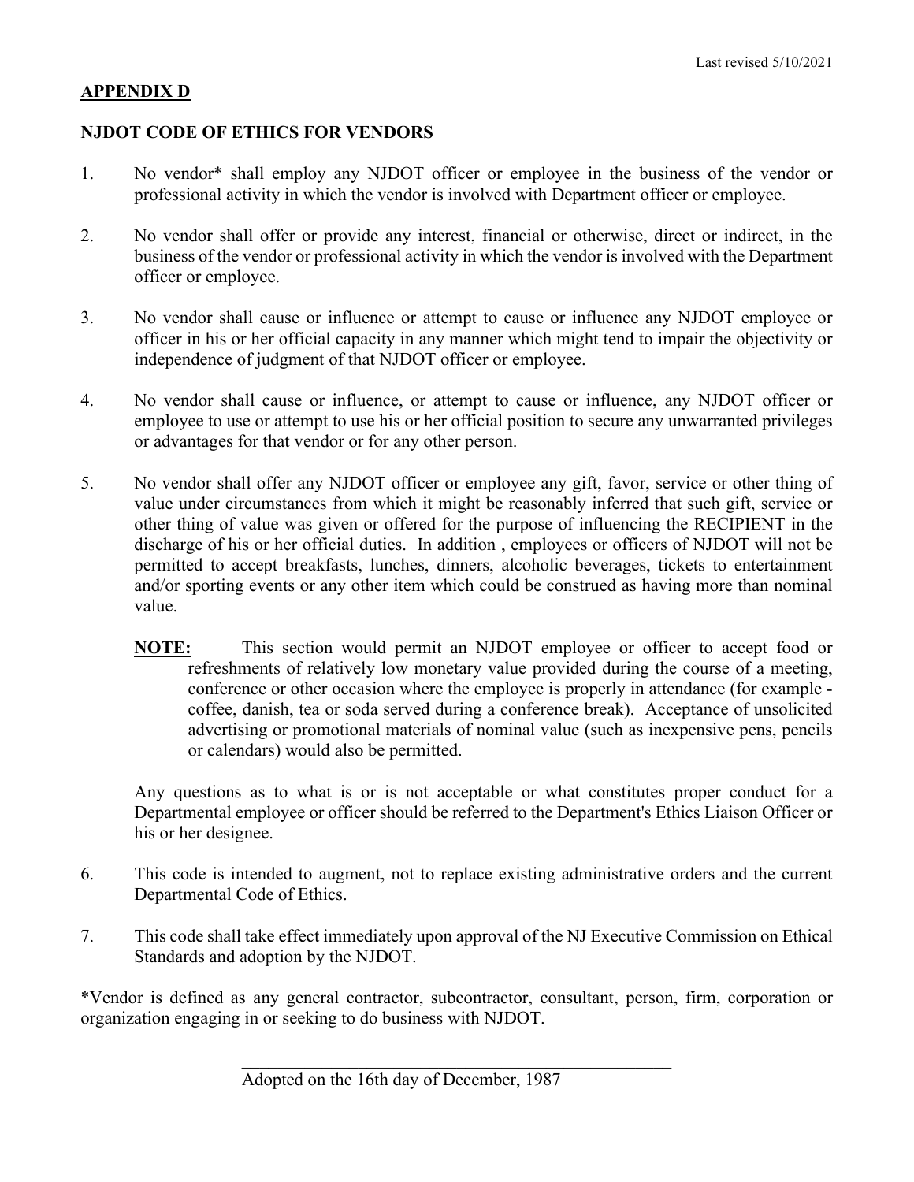Last revised 5/10/2021

## APPENDIX D

## NJDOT CODE OF ETHICS FOR VENDORS

1. No vendor* shall employ any NJDOT officer or employee in the business of the vendor or professional activity in which the vendor is involved with Department officer or employee.

2. No vendor shall offer or provide any interest, financial or otherwise, direct or indirect, in the business of the vendor or professional activity in which the vendor is involved with the Department officer or employee.

3. No vendor shall cause or influence or attempt to cause or influence any NJDOT employee or officer in his or her official capacity in any manner which might tend to impair the objectivity or independence of judgment of that NJDOT officer or employee.

4. No vendor shall cause or influence, or attempt to cause or influence, any NJDOT officer or employee to use or attempt to use his or her official position to secure any unwarranted privileges or advantages for that vendor or for any other person.

5. No vendor shall offer any NJDOT officer or employee any gift, favor, service or other thing of value under circumstances from which it might be reasonably inferred that such gift, service or other thing of value was given or offered for the purpose of influencing the RECIPIENT in the discharge of his or her official duties. In addition , employees or officers of NJDOT will not be permitted to accept breakfasts, lunches, dinners, alcoholic beverages, tickets to entertainment and/or sporting events or any other item which could be construed as having more than nominal value.

   **NOTE:** This section would permit an NJDOT employee or officer to accept food or refreshments of relatively low monetary value provided during the course of a meeting, conference or other occasion where the employee is properly in attendance (for example - coffee, danish, tea or soda served during a conference break). Acceptance of unsolicited advertising or promotional materials of nominal value (such as inexpensive pens, pencils or calendars) would also be permitted.

   Any questions as to what is or is not acceptable or what constitutes proper conduct for a Departmental employee or officer should be referred to the Department's Ethics Liaison Officer or his or her designee.

6. This code is intended to augment, not to replace existing administrative orders and the current Departmental Code of Ethics.

7. This code shall take effect immediately upon approval of the NJ Executive Commission on Ethical Standards and adoption by the NJDOT.

*Vendor is defined as any general contractor, subcontractor, consultant, person, firm, corporation or organization engaging in or seeking to do business with NJDOT.

Adopted on the 16th day of December, 1987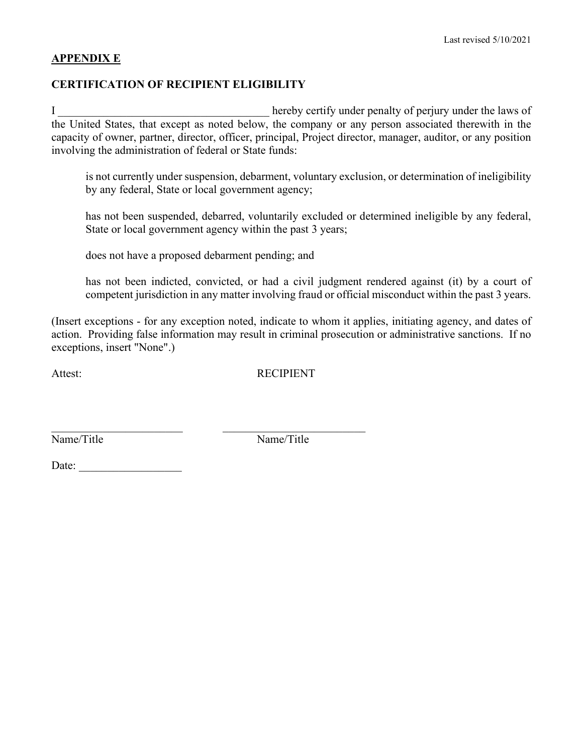Last revised 5/10/2021

**APPENDIX E**

**CERTIFICATION OF RECIPIENT ELIGIBILITY**

I _____________________________________ hereby certify under penalty of perjury under the laws of the United States, that except as noted below, the company or any person associated therewith in the capacity of owner, partner, director, officer, principal, Project director, manager, auditor, or any position involving the administration of federal or State funds:

> is not currently under suspension, debarment, voluntary exclusion, or determination of ineligibility by any federal, State or local government agency;
>
> has not been suspended, debarred, voluntarily excluded or determined ineligible by any federal, State or local government agency within the past 3 years;
>
> does not have a proposed debarment pending; and
>
> has not been indicted, convicted, or had a civil judgment rendered against (it) by a court of competent jurisdiction in any matter involving fraud or official misconduct within the past 3 years.

(Insert exceptions - for any exception noted, indicate to whom it applies, initiating agency, and dates of action. Providing false information may result in criminal prosecution or administrative sanctions. If no exceptions, insert "None".)

Attest: RECIPIENT

_______________________ _________________________

Name/Title Name/Title

Date: __________________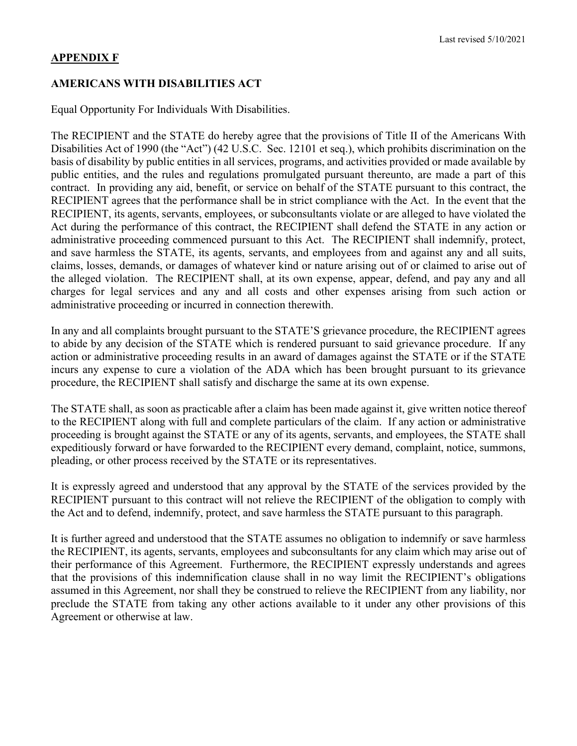Last revised 5/10/2021

## APPENDIX F

## AMERICANS WITH DISABILITIES ACT

Equal Opportunity For Individuals With Disabilities.

The RECIPIENT and the STATE do hereby agree that the provisions of Title II of the Americans With Disabilities Act of 1990 (the "Act") (42 U.S.C. Sec. 12101 et seq.), which prohibits discrimination on the basis of disability by public entities in all services, programs, and activities provided or made available by public entities, and the rules and regulations promulgated pursuant thereunto, are made a part of this contract. In providing any aid, benefit, or service on behalf of the STATE pursuant to this contract, the RECIPIENT agrees that the performance shall be in strict compliance with the Act. In the event that the RECIPIENT, its agents, servants, employees, or subconsultants violate or are alleged to have violated the Act during the performance of this contract, the RECIPIENT shall defend the STATE in any action or administrative proceeding commenced pursuant to this Act. The RECIPIENT shall indemnify, protect, and save harmless the STATE, its agents, servants, and employees from and against any and all suits, claims, losses, demands, or damages of whatever kind or nature arising out of or claimed to arise out of the alleged violation. The RECIPIENT shall, at its own expense, appear, defend, and pay any and all charges for legal services and any and all costs and other expenses arising from such action or administrative proceeding or incurred in connection therewith.

In any and all complaints brought pursuant to the STATE'S grievance procedure, the RECIPIENT agrees to abide by any decision of the STATE which is rendered pursuant to said grievance procedure. If any action or administrative proceeding results in an award of damages against the STATE or if the STATE incurs any expense to cure a violation of the ADA which has been brought pursuant to its grievance procedure, the RECIPIENT shall satisfy and discharge the same at its own expense.

The STATE shall, as soon as practicable after a claim has been made against it, give written notice thereof to the RECIPIENT along with full and complete particulars of the claim. If any action or administrative proceeding is brought against the STATE or any of its agents, servants, and employees, the STATE shall expeditiously forward or have forwarded to the RECIPIENT every demand, complaint, notice, summons, pleading, or other process received by the STATE or its representatives.

It is expressly agreed and understood that any approval by the STATE of the services provided by the RECIPIENT pursuant to this contract will not relieve the RECIPIENT of the obligation to comply with the Act and to defend, indemnify, protect, and save harmless the STATE pursuant to this paragraph.

It is further agreed and understood that the STATE assumes no obligation to indemnify or save harmless the RECIPIENT, its agents, servants, employees and subconsultants for any claim which may arise out of their performance of this Agreement. Furthermore, the RECIPIENT expressly understands and agrees that the provisions of this indemnification clause shall in no way limit the RECIPIENT's obligations assumed in this Agreement, nor shall they be construed to relieve the RECIPIENT from any liability, nor preclude the STATE from taking any other actions available to it under any other provisions of this Agreement or otherwise at law.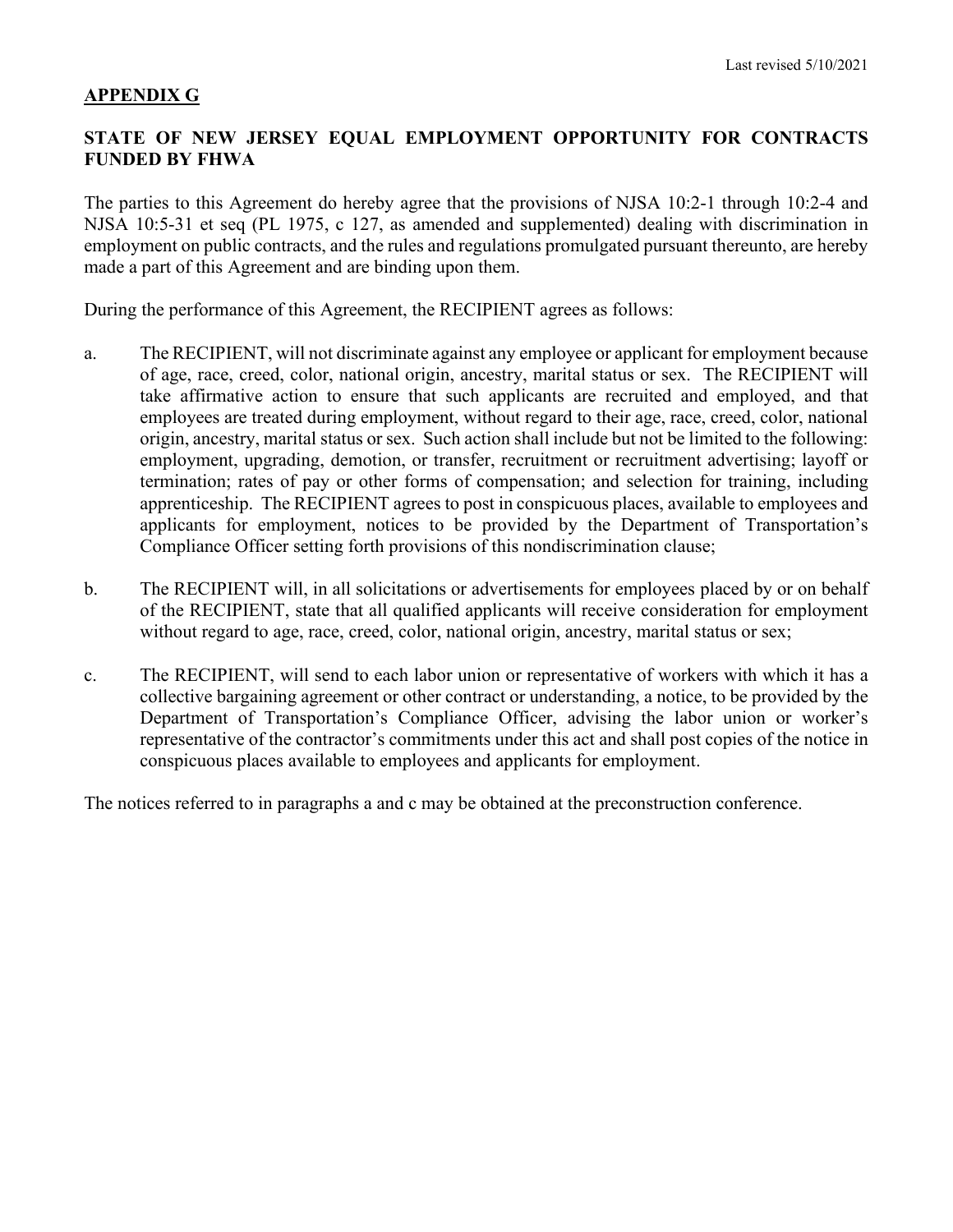## APPENDIX G

### STATE OF NEW JERSEY EQUAL EMPLOYMENT OPPORTUNITY FOR CONTRACTS FUNDED BY FHWA

The parties to this Agreement do hereby agree that the provisions of NJSA 10:2-1 through 10:2-4 and NJSA 10:5-31 et seq (PL 1975, c 127, as amended and supplemented) dealing with discrimination in employment on public contracts, and the rules and regulations promulgated pursuant thereunto, are hereby made a part of this Agreement and are binding upon them.

During the performance of this Agreement, the RECIPIENT agrees as follows:

a. The RECIPIENT, will not discriminate against any employee or applicant for employment because of age, race, creed, color, national origin, ancestry, marital status or sex. The RECIPIENT will take affirmative action to ensure that such applicants are recruited and employed, and that employees are treated during employment, without regard to their age, race, creed, color, national origin, ancestry, marital status or sex. Such action shall include but not be limited to the following: employment, upgrading, demotion, or transfer, recruitment or recruitment advertising; layoff or termination; rates of pay or other forms of compensation; and selection for training, including apprenticeship. The RECIPIENT agrees to post in conspicuous places, available to employees and applicants for employment, notices to be provided by the Department of Transportation's Compliance Officer setting forth provisions of this nondiscrimination clause;

b. The RECIPIENT will, in all solicitations or advertisements for employees placed by or on behalf of the RECIPIENT, state that all qualified applicants will receive consideration for employment without regard to age, race, creed, color, national origin, ancestry, marital status or sex;

c. The RECIPIENT, will send to each labor union or representative of workers with which it has a collective bargaining agreement or other contract or understanding, a notice, to be provided by the Department of Transportation's Compliance Officer, advising the labor union or worker's representative of the contractor's commitments under this act and shall post copies of the notice in conspicuous places available to employees and applicants for employment.

The notices referred to in paragraphs a and c may be obtained at the preconstruction conference.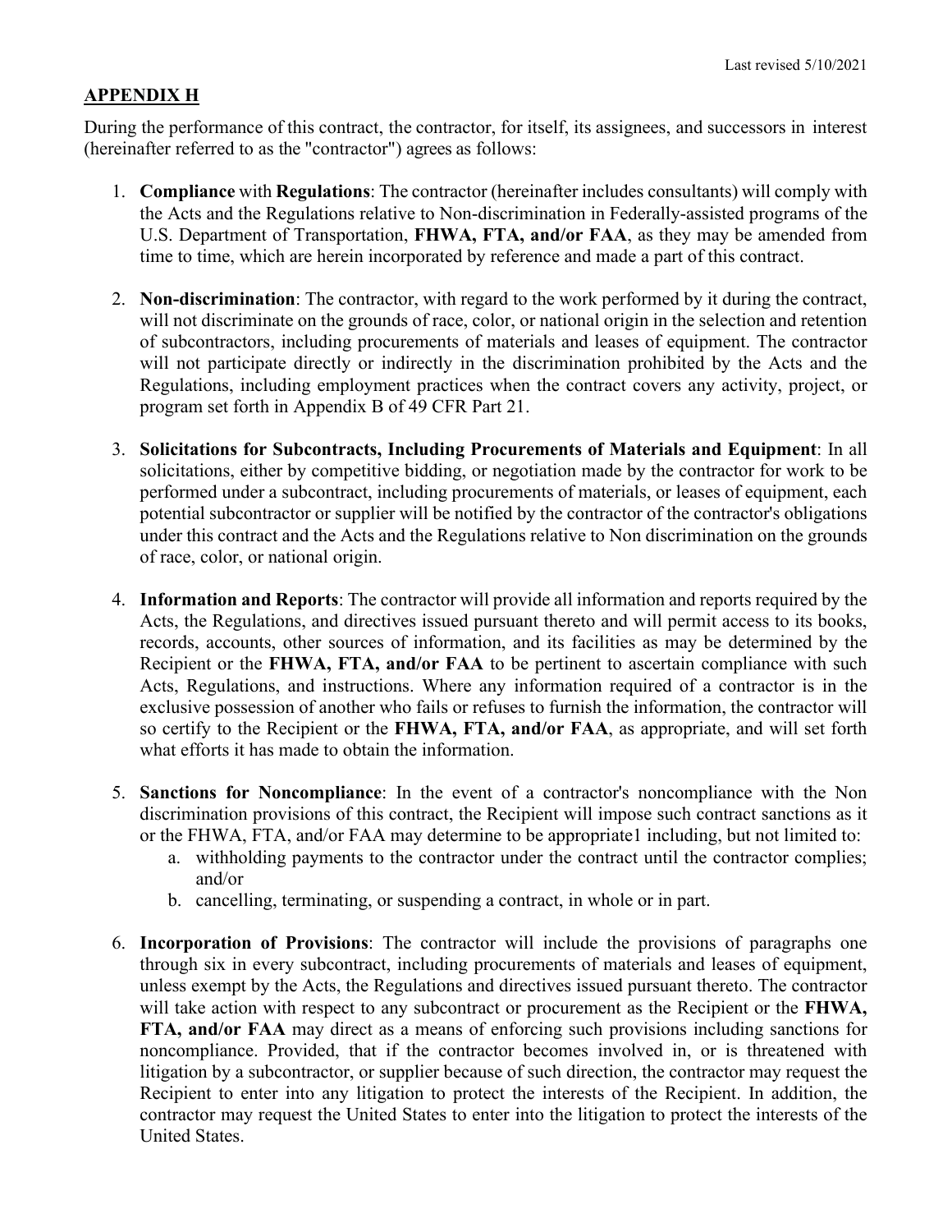## APPENDIX H

During the performance of this contract, the contractor, for itself, its assignees, and successors in interest (hereinafter referred to as the "contractor") agrees as follows:

1. **Compliance** with **Regulations**: The contractor (hereinafter includes consultants) will comply with the Acts and the Regulations relative to Non-discrimination in Federally-assisted programs of the U.S. Department of Transportation, **FHWA, FTA, and/or FAA**, as they may be amended from time to time, which are herein incorporated by reference and made a part of this contract.

2. **Non-discrimination**: The contractor, with regard to the work performed by it during the contract, will not discriminate on the grounds of race, color, or national origin in the selection and retention of subcontractors, including procurements of materials and leases of equipment. The contractor will not participate directly or indirectly in the discrimination prohibited by the Acts and the Regulations, including employment practices when the contract covers any activity, project, or program set forth in Appendix B of 49 CFR Part 21.

3. **Solicitations for Subcontracts, Including Procurements of Materials and Equipment**: In all solicitations, either by competitive bidding, or negotiation made by the contractor for work to be performed under a subcontract, including procurements of materials, or leases of equipment, each potential subcontractor or supplier will be notified by the contractor of the contractor's obligations under this contract and the Acts and the Regulations relative to Non discrimination on the grounds of race, color, or national origin.

4. **Information and Reports**: The contractor will provide all information and reports required by the Acts, the Regulations, and directives issued pursuant thereto and will permit access to its books, records, accounts, other sources of information, and its facilities as may be determined by the Recipient or the **FHWA, FTA, and/or FAA** to be pertinent to ascertain compliance with such Acts, Regulations, and instructions. Where any information required of a contractor is in the exclusive possession of another who fails or refuses to furnish the information, the contractor will so certify to the Recipient or the **FHWA, FTA, and/or FAA**, as appropriate, and will set forth what efforts it has made to obtain the information.

5. **Sanctions for Noncompliance**: In the event of a contractor's noncompliance with the Non discrimination provisions of this contract, the Recipient will impose such contract sanctions as it or the FHWA, FTA, and/or FAA may determine to be appropriate1 including, but not limited to:
   a. withholding payments to the contractor under the contract until the contractor complies; and/or
   b. cancelling, terminating, or suspending a contract, in whole or in part.

6. **Incorporation of Provisions**: The contractor will include the provisions of paragraphs one through six in every subcontract, including procurements of materials and leases of equipment, unless exempt by the Acts, the Regulations and directives issued pursuant thereto. The contractor will take action with respect to any subcontract or procurement as the Recipient or the **FHWA, FTA, and/or FAA** may direct as a means of enforcing such provisions including sanctions for noncompliance. Provided, that if the contractor becomes involved in, or is threatened with litigation by a subcontractor, or supplier because of such direction, the contractor may request the Recipient to enter into any litigation to protect the interests of the Recipient. In addition, the contractor may request the United States to enter into the litigation to protect the interests of the United States.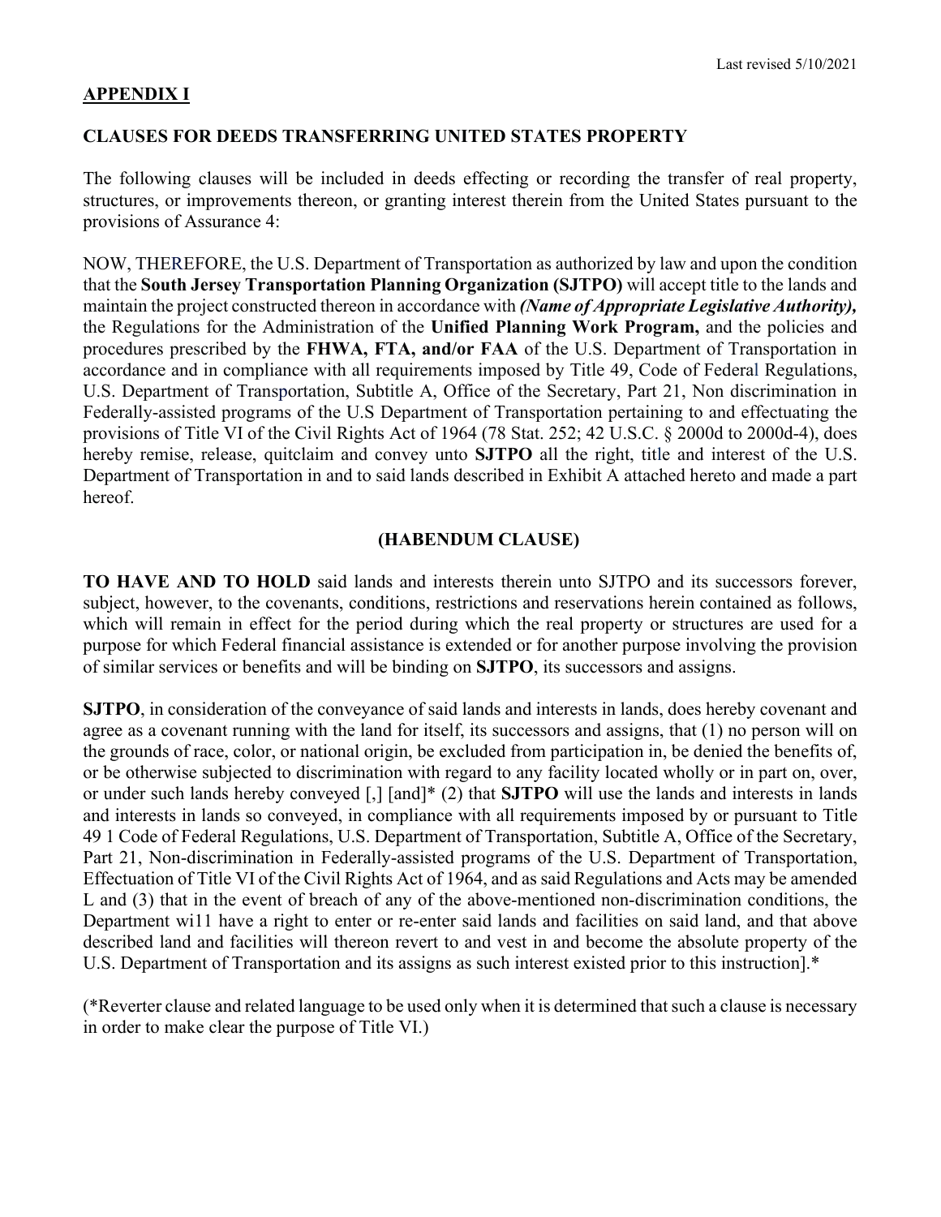**APPENDIX I**

**CLAUSES FOR DEEDS TRANSFERRING UNITED STATES PROPERTY**

The following clauses will be included in deeds effecting or recording the transfer of real property, structures, or improvements thereon, or granting interest therein from the United States pursuant to the provisions of Assurance 4:

NOW, THEREFORE, the U.S. Department of Transportation as authorized by law and upon the condition that the **South Jersey Transportation Planning Organization (SJTPO)** will accept title to the lands and maintain the project constructed thereon in accordance with ***(Name of Appropriate Legislative Authority),*** the Regulations for the Administration of the **Unified Planning Work Program,** and the policies and procedures prescribed by the **FHWA, FTA, and/or FAA** of the U.S. Department of Transportation in accordance and in compliance with all requirements imposed by Title 49, Code of Federal Regulations, U.S. Department of Transportation, Subtitle A, Office of the Secretary, Part 21, Non discrimination in Federally-assisted programs of the U.S Department of Transportation pertaining to and effectuating the provisions of Title VI of the Civil Rights Act of 1964 (78 Stat. 252; 42 U.S.C. § 2000d to 2000d-4), does hereby remise, release, quitclaim and convey unto **SJTPO** all the right, title and interest of the U.S. Department of Transportation in and to said lands described in Exhibit A attached hereto and made a part hereof.

**(HABENDUM CLAUSE)**

**TO HAVE AND TO HOLD** said lands and interests therein unto SJTPO and its successors forever, subject, however, to the covenants, conditions, restrictions and reservations herein contained as follows, which will remain in effect for the period during which the real property or structures are used for a purpose for which Federal financial assistance is extended or for another purpose involving the provision of similar services or benefits and will be binding on **SJTPO**, its successors and assigns.

**SJTPO**, in consideration of the conveyance of said lands and interests in lands, does hereby covenant and agree as a covenant running with the land for itself, its successors and assigns, that (1) no person will on the grounds of race, color, or national origin, be excluded from participation in, be denied the benefits of, or be otherwise subjected to discrimination with regard to any facility located wholly or in part on, over, or under such lands hereby conveyed [,] [and]* (2) that **SJTPO** will use the lands and interests in lands and interests in lands so conveyed, in compliance with all requirements imposed by or pursuant to Title 49 1 Code of Federal Regulations, U.S. Department of Transportation, Subtitle A, Office of the Secretary, Part 21, Non-discrimination in Federally-assisted programs of the U.S. Department of Transportation, Effectuation of Title VI of the Civil Rights Act of 1964, and as said Regulations and Acts may be amended L and (3) that in the event of breach of any of the above-mentioned non-discrimination conditions, the Department wi11 have a right to enter or re-enter said lands and facilities on said land, and that above described land and facilities will thereon revert to and vest in and become the absolute property of the U.S. Department of Transportation and its assigns as such interest existed prior to this instruction].*

(*Reverter clause and related language to be used only when it is determined that such a clause is necessary in order to make clear the purpose of Title VI.)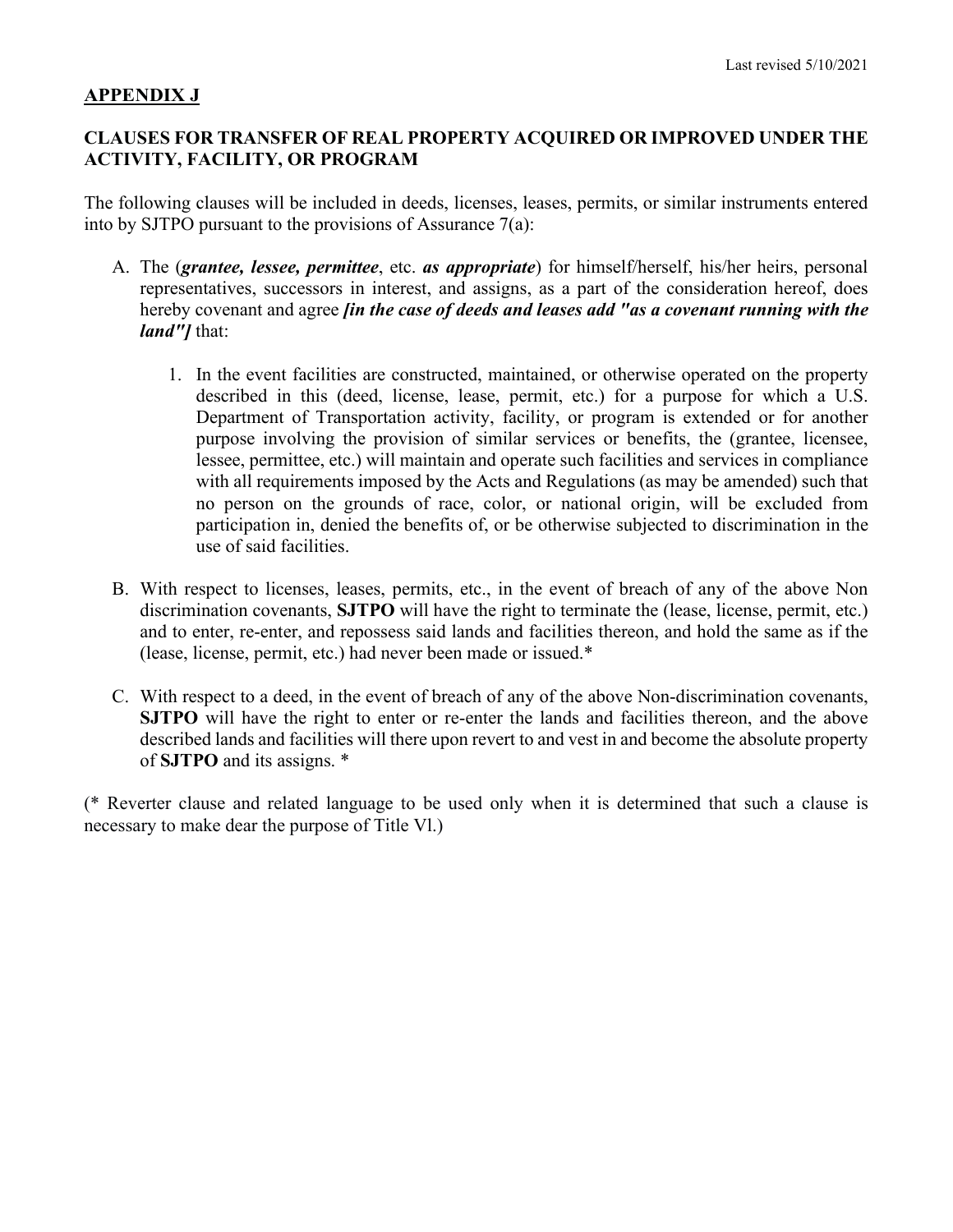Last revised 5/10/2021

## APPENDIX J

### CLAUSES FOR TRANSFER OF REAL PROPERTY ACQUIRED OR IMPROVED UNDER THE ACTIVITY, FACILITY, OR PROGRAM

The following clauses will be included in deeds, licenses, leases, permits, or similar instruments entered into by SJTPO pursuant to the provisions of Assurance 7(a):

A. The (***grantee, lessee, permittee***, etc. ***as appropriate***) for himself/herself, his/her heirs, personal representatives, successors in interest, and assigns, as a part of the consideration hereof, does hereby covenant and agree ***[in the case of deeds and leases add "as a covenant running with the land"]*** that:

   1. In the event facilities are constructed, maintained, or otherwise operated on the property described in this (deed, license, lease, permit, etc.) for a purpose for which a U.S. Department of Transportation activity, facility, or program is extended or for another purpose involving the provision of similar services or benefits, the (grantee, licensee, lessee, permittee, etc.) will maintain and operate such facilities and services in compliance with all requirements imposed by the Acts and Regulations (as may be amended) such that no person on the grounds of race, color, or national origin, will be excluded from participation in, denied the benefits of, or be otherwise subjected to discrimination in the use of said facilities.

B. With respect to licenses, leases, permits, etc., in the event of breach of any of the above Non discrimination covenants, **SJTPO** will have the right to terminate the (lease, license, permit, etc.) and to enter, re-enter, and repossess said lands and facilities thereon, and hold the same as if the (lease, license, permit, etc.) had never been made or issued.*

C. With respect to a deed, in the event of breach of any of the above Non-discrimination covenants, **SJTPO** will have the right to enter or re-enter the lands and facilities thereon, and the above described lands and facilities will there upon revert to and vest in and become the absolute property of **SJTPO** and its assigns. *

(* Reverter clause and related language to be used only when it is determined that such a clause is necessary to make dear the purpose of Title Vl.)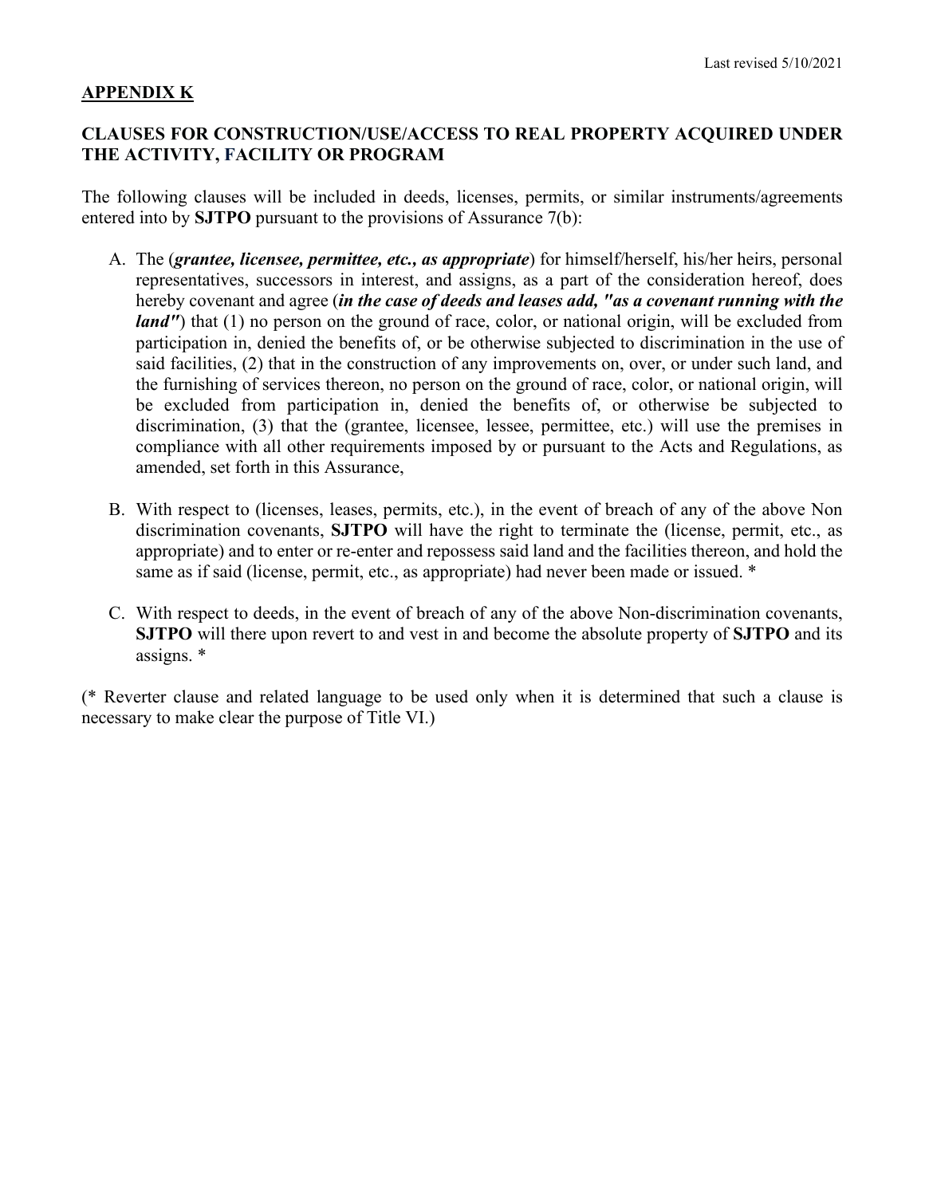## APPENDIX K

### CLAUSES FOR CONSTRUCTION/USE/ACCESS TO REAL PROPERTY ACQUIRED UNDER THE ACTIVITY, FACILITY OR PROGRAM

The following clauses will be included in deeds, licenses, permits, or similar instruments/agreements entered into by **SJTPO** pursuant to the provisions of Assurance 7(b):

A. The (***grantee, licensee, permittee, etc., as appropriate***) for himself/herself, his/her heirs, personal representatives, successors in interest, and assigns, as a part of the consideration hereof, does hereby covenant and agree (***in the case of deeds and leases add, "as a covenant running with the land"***) that (1) no person on the ground of race, color, or national origin, will be excluded from participation in, denied the benefits of, or be otherwise subjected to discrimination in the use of said facilities, (2) that in the construction of any improvements on, over, or under such land, and the furnishing of services thereon, no person on the ground of race, color, or national origin, will be excluded from participation in, denied the benefits of, or otherwise be subjected to discrimination, (3) that the (grantee, licensee, lessee, permittee, etc.) will use the premises in compliance with all other requirements imposed by or pursuant to the Acts and Regulations, as amended, set forth in this Assurance,

B. With respect to (licenses, leases, permits, etc.), in the event of breach of any of the above Non discrimination covenants, **SJTPO** will have the right to terminate the (license, permit, etc., as appropriate) and to enter or re-enter and repossess said land and the facilities thereon, and hold the same as if said (license, permit, etc., as appropriate) had never been made or issued. *

C. With respect to deeds, in the event of breach of any of the above Non-discrimination covenants, **SJTPO** will there upon revert to and vest in and become the absolute property of **SJTPO** and its assigns. *

(* Reverter clause and related language to be used only when it is determined that such a clause is necessary to make clear the purpose of Title VI.)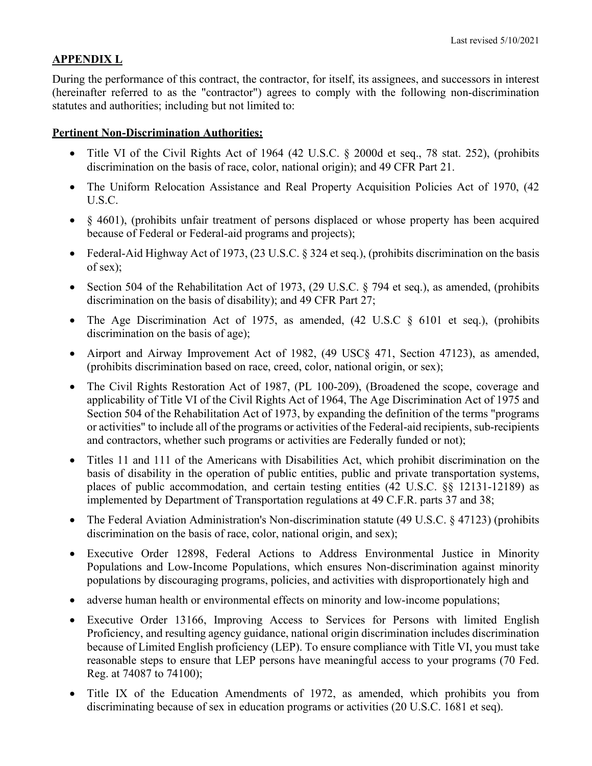## APPENDIX L

During the performance of this contract, the contractor, for itself, its assignees, and successors in interest (hereinafter referred to as the "contractor") agrees to comply with the following non-discrimination statutes and authorities; including but not limited to:

**Pertinent Non-Discrimination Authorities:**

- Title VI of the Civil Rights Act of 1964 (42 U.S.C. § 2000d et seq., 78 stat. 252), (prohibits discrimination on the basis of race, color, national origin); and 49 CFR Part 21.
- The Uniform Relocation Assistance and Real Property Acquisition Policies Act of 1970, (42 U.S.C.
- § 4601), (prohibits unfair treatment of persons displaced or whose property has been acquired because of Federal or Federal-aid programs and projects);
- Federal-Aid Highway Act of 1973, (23 U.S.C. § 324 et seq.), (prohibits discrimination on the basis of sex);
- Section 504 of the Rehabilitation Act of 1973, (29 U.S.C. § 794 et seq.), as amended, (prohibits discrimination on the basis of disability); and 49 CFR Part 27;
- The Age Discrimination Act of 1975, as amended, (42 U.S.C § 6101 et seq.), (prohibits discrimination on the basis of age);
- Airport and Airway Improvement Act of 1982, (49 USC§ 471, Section 47123), as amended, (prohibits discrimination based on race, creed, color, national origin, or sex);
- The Civil Rights Restoration Act of 1987, (PL 100-209), (Broadened the scope, coverage and applicability of Title VI of the Civil Rights Act of 1964, The Age Discrimination Act of 1975 and Section 504 of the Rehabilitation Act of 1973, by expanding the definition of the terms "programs or activities" to include all of the programs or activities of the Federal-aid recipients, sub-recipients and contractors, whether such programs or activities are Federally funded or not);
- Titles 11 and 111 of the Americans with Disabilities Act, which prohibit discrimination on the basis of disability in the operation of public entities, public and private transportation systems, places of public accommodation, and certain testing entities (42 U.S.C. §§ 12131-12189) as implemented by Department of Transportation regulations at 49 C.F.R. parts 37 and 38;
- The Federal Aviation Administration's Non-discrimination statute (49 U.S.C. § 47123) (prohibits discrimination on the basis of race, color, national origin, and sex);
- Executive Order 12898, Federal Actions to Address Environmental Justice in Minority Populations and Low-Income Populations, which ensures Non-discrimination against minority populations by discouraging programs, policies, and activities with disproportionately high and
- adverse human health or environmental effects on minority and low-income populations;
- Executive Order 13166, Improving Access to Services for Persons with limited English Proficiency, and resulting agency guidance, national origin discrimination includes discrimination because of Limited English proficiency (LEP). To ensure compliance with Title VI, you must take reasonable steps to ensure that LEP persons have meaningful access to your programs (70 Fed. Reg. at 74087 to 74100);
- Title IX of the Education Amendments of 1972, as amended, which prohibits you from discriminating because of sex in education programs or activities (20 U.S.C. 1681 et seq).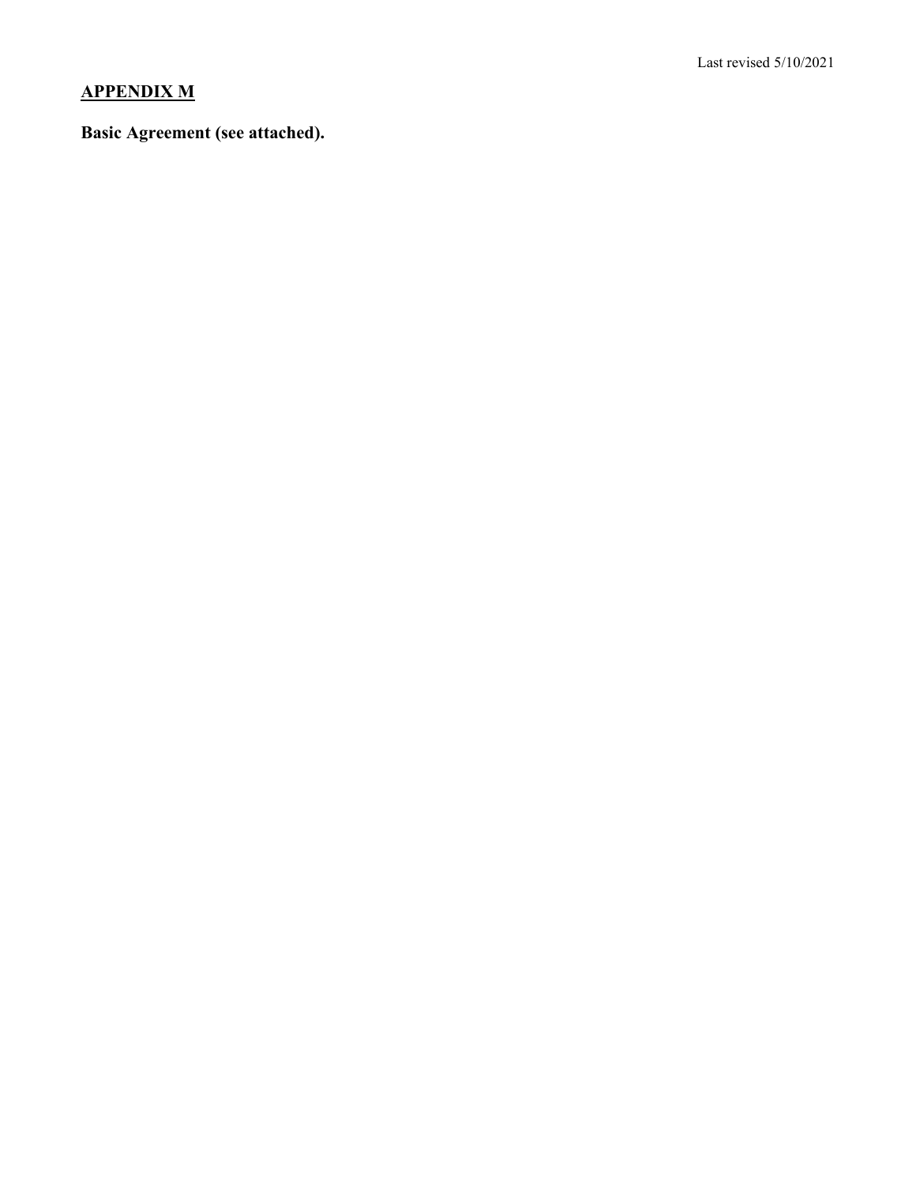Last revised 5/10/2021

## APPENDIX M

**Basic Agreement (see attached).**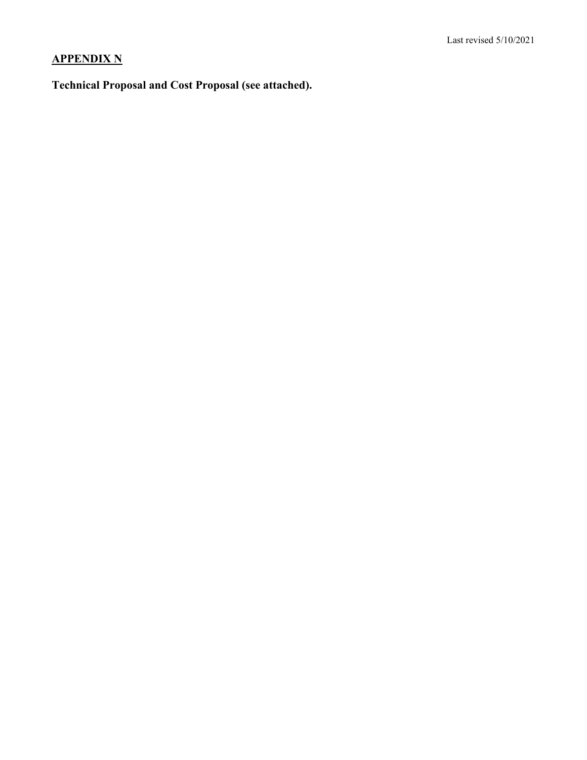Last revised 5/10/2021

## APPENDIX N

**Technical Proposal and Cost Proposal (see attached).**